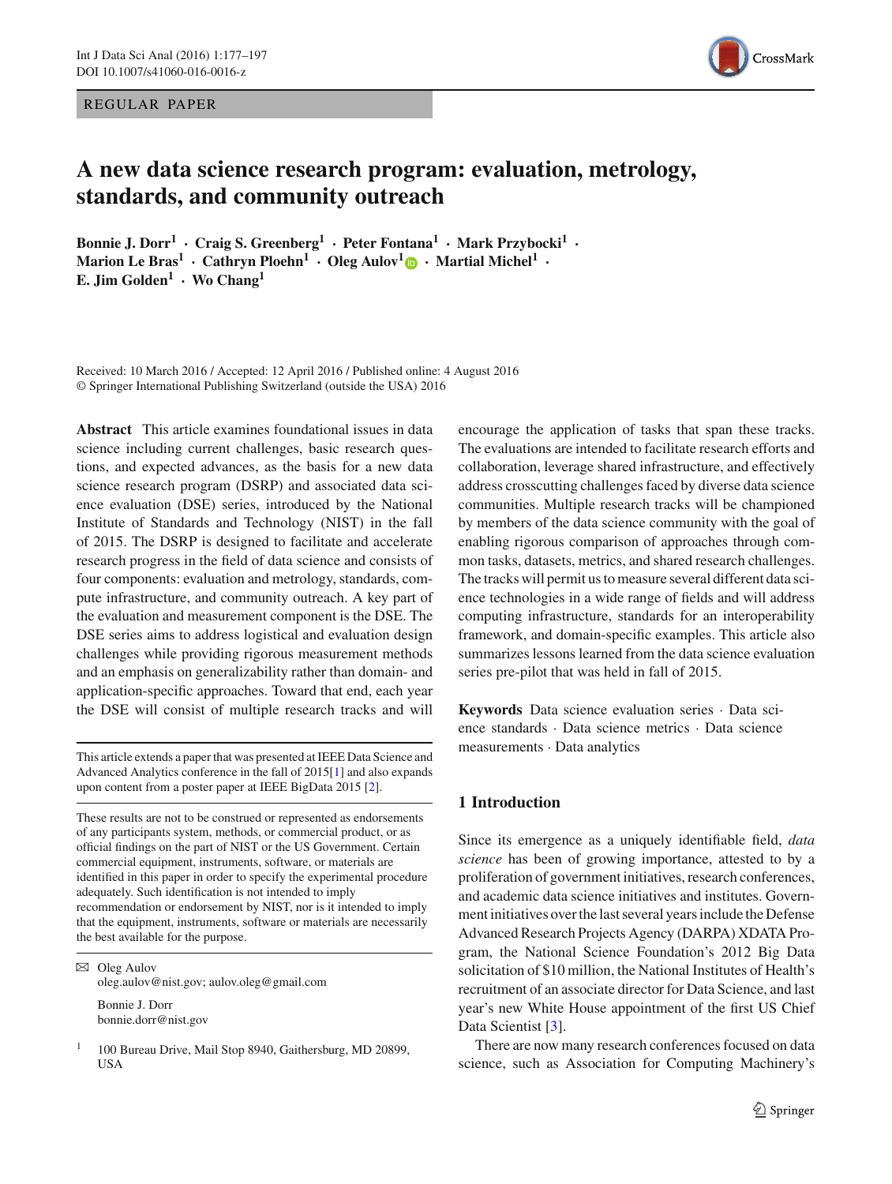REGULAR PAPER

# A new data science research program: evaluation, metrology, standards, and community outreach

**Bonnie J. Dorr[1] · Craig S. Greenberg[1] · Peter Fontana[1] · Mark Przybocki[1] · Marion Le Bras[1] · Cathryn Ploehn[1] · Oleg Aulov[1] · Martial Michel[1] · E. Jim Golden[1] · Wo Chang[1]**

Received: 10 March 2016 / Accepted: 12 April 2016 / Published online: 4 August 2016
© Springer International Publishing Switzerland (outside the USA) 2016

**Abstract** This article examines foundational issues in data science including current challenges, basic research questions, and expected advances, as the basis for a new data science research program (DSRP) and associated data science evaluation (DSE) series, introduced by the National Institute of Standards and Technology (NIST) in the fall of 2015. The DSRP is designed to facilitate and accelerate research progress in the field of data science and consists of four components: evaluation and metrology, standards, compute infrastructure, and community outreach. A key part of the evaluation and measurement component is the DSE. The DSE series aims to address logistical and evaluation design challenges while providing rigorous measurement methods and an emphasis on generalizability rather than domain- and application-specific approaches. Toward that end, each year the DSE will consist of multiple research tracks and will encourage the application of tasks that span these tracks. The evaluations are intended to facilitate research efforts and collaboration, leverage shared infrastructure, and effectively address crosscutting challenges faced by diverse data science communities. Multiple research tracks will be championed by members of the data science community with the goal of enabling rigorous comparison of approaches through common tasks, datasets, metrics, and shared research challenges. The tracks will permit us to measure several different data science technologies in a wide range of fields and will address computing infrastructure, standards for an interoperability framework, and domain-specific examples. This article also summarizes lessons learned from the data science evaluation series pre-pilot that was held in fall of 2015.

**Keywords** Data science evaluation series · Data science standards · Data science metrics · Data science measurements · Data analytics

This article extends a paper that was presented at IEEE Data Science and Advanced Analytics conference in the fall of 2015[1] and also expands upon content from a poster paper at IEEE BigData 2015 [2].

These results are not to be construed or represented as endorsements of any participants system, methods, or commercial product, or as official findings on the part of NIST or the US Government. Certain commercial equipment, instruments, software, or materials are identified in this paper in order to specify the experimental procedure adequately. Such identification is not intended to imply recommendation or endorsement by NIST, nor is it intended to imply that the equipment, instruments, software or materials are necessarily the best available for the purpose.

✉ Oleg Aulov
oleg.aulov@nist.gov; aulov.oleg@gmail.com

Bonnie J. Dorr
bonnie.dorr@nist.gov

[1] 100 Bureau Drive, Mail Stop 8940, Gaithersburg, MD 20899, USA

## 1 Introduction

Since its emergence as a uniquely identifiable field, *data science* has been of growing importance, attested to by a proliferation of government initiatives, research conferences, and academic data science initiatives and institutes. Government initiatives over the last several years include the Defense Advanced Research Projects Agency (DARPA) XDATA Program, the National Science Foundation's 2012 Big Data solicitation of $10 million, the National Institutes of Health's recruitment of an associate director for Data Science, and last year's new White House appointment of the first US Chief Data Scientist [3].

There are now many research conferences focused on data science, such as Association for Computing Machinery's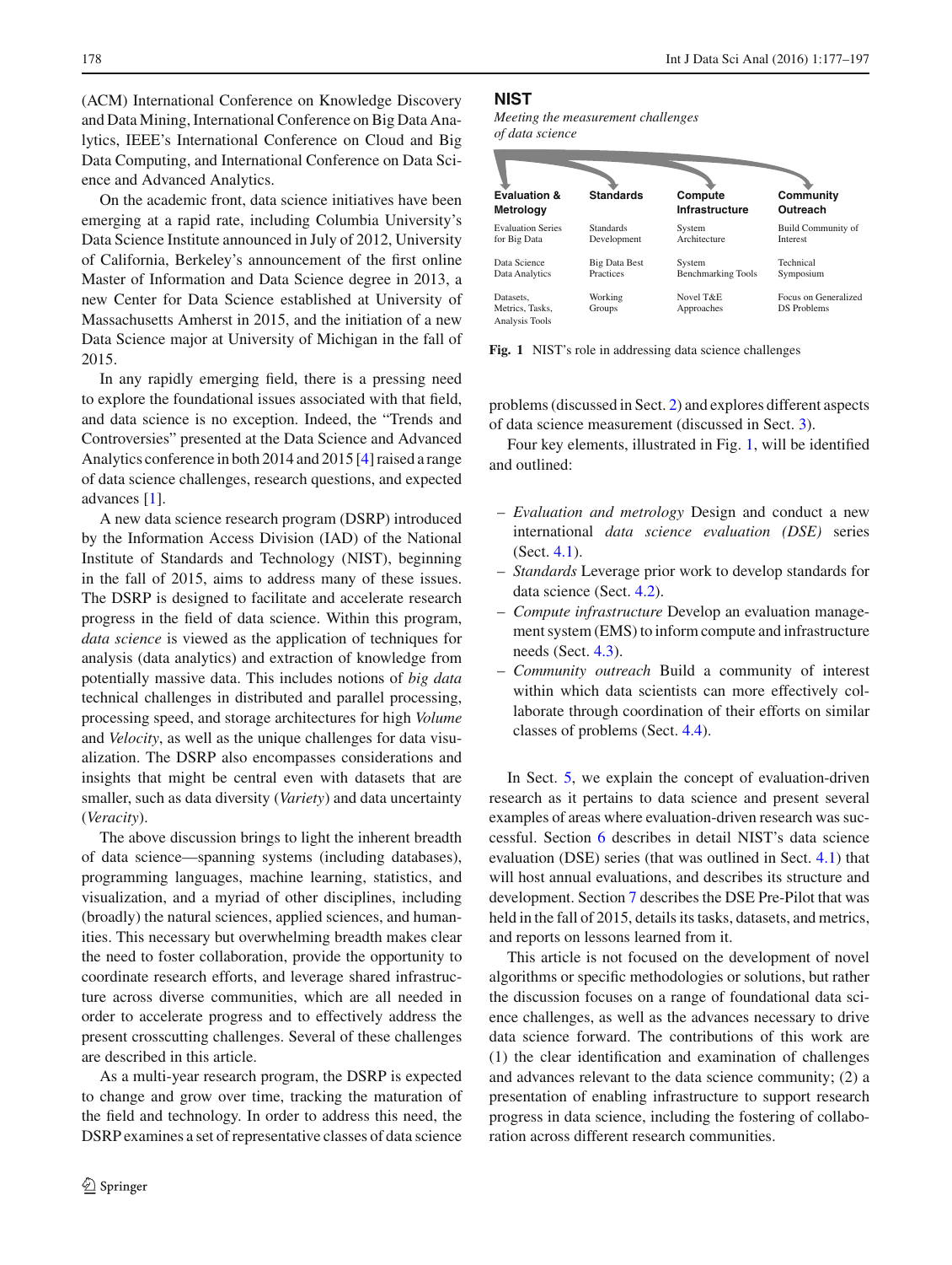(ACM) International Conference on Knowledge Discovery and Data Mining, International Conference on Big Data Analytics, IEEE's International Conference on Cloud and Big Data Computing, and International Conference on Data Science and Advanced Analytics.

On the academic front, data science initiatives have been emerging at a rapid rate, including Columbia University's Data Science Institute announced in July of 2012, University of California, Berkeley's announcement of the first online Master of Information and Data Science degree in 2013, a new Center for Data Science established at University of Massachusetts Amherst in 2015, and the initiation of a new Data Science major at University of Michigan in the fall of 2015.

In any rapidly emerging field, there is a pressing need to explore the foundational issues associated with that field, and data science is no exception. Indeed, the "Trends and Controversies" presented at the Data Science and Advanced Analytics conference in both 2014 and 2015 [4] raised a range of data science challenges, research questions, and expected advances [1].

A new data science research program (DSRP) introduced by the Information Access Division (IAD) of the National Institute of Standards and Technology (NIST), beginning in the fall of 2015, aims to address many of these issues. The DSRP is designed to facilitate and accelerate research progress in the field of data science. Within this program, *data science* is viewed as the application of techniques for analysis (data analytics) and extraction of knowledge from potentially massive data. This includes notions of *big data* technical challenges in distributed and parallel processing, processing speed, and storage architectures for high *Volume* and *Velocity*, as well as the unique challenges for data visualization. The DSRP also encompasses considerations and insights that might be central even with datasets that are smaller, such as data diversity (*Variety*) and data uncertainty (*Veracity*).

The above discussion brings to light the inherent breadth of data science—spanning systems (including databases), programming languages, machine learning, statistics, and visualization, and a myriad of other disciplines, including (broadly) the natural sciences, applied sciences, and humanities. This necessary but overwhelming breadth makes clear the need to foster collaboration, provide the opportunity to coordinate research efforts, and leverage shared infrastructure across diverse communities, which are all needed in order to accelerate progress and to effectively address the present crosscutting challenges. Several of these challenges are described in this article.

As a multi-year research program, the DSRP is expected to change and grow over time, tracking the maturation of the field and technology. In order to address this need, the DSRP examines a set of representative classes of data science problems (discussed in Sect. 2) and explores different aspects of data science measurement (discussed in Sect. 3).

**NIST**

*Meeting the measurement challenges of data science*

| Evaluation & Metrology | Standards | Compute Infrastructure | Community Outreach |
| --- | --- | --- | --- |
| Evaluation Series for Big Data | Standards Development | System Architecture | Build Community of Interest |
| Data Science Data Analytics | Big Data Best Practices | System Benchmarking Tools | Technical Symposium |
| Datasets, Metrics, Tasks, Analysis Tools | Working Groups | Novel T&E Approaches | Focus on Generalized DS Problems |

**Fig. 1** NIST's role in addressing data science challenges

Four key elements, illustrated in Fig. 1, will be identified and outlined:

- *Evaluation and metrology* Design and conduct a new international *data science evaluation (DSE)* series (Sect. 4.1).
- *Standards* Leverage prior work to develop standards for data science (Sect. 4.2).
- *Compute infrastructure* Develop an evaluation management system (EMS) to inform compute and infrastructure needs (Sect. 4.3).
- *Community outreach* Build a community of interest within which data scientists can more effectively collaborate through coordination of their efforts on similar classes of problems (Sect. 4.4).

In Sect. 5, we explain the concept of evaluation-driven research as it pertains to data science and present several examples of areas where evaluation-driven research was successful. Section 6 describes in detail NIST's data science evaluation (DSE) series (that was outlined in Sect. 4.1) that will host annual evaluations, and describes its structure and development. Section 7 describes the DSE Pre-Pilot that was held in the fall of 2015, details its tasks, datasets, and metrics, and reports on lessons learned from it.

This article is not focused on the development of novel algorithms or specific methodologies or solutions, but rather the discussion focuses on a range of foundational data science challenges, as well as the advances necessary to drive data science forward. The contributions of this work are (1) the clear identification and examination of challenges and advances relevant to the data science community; (2) a presentation of enabling infrastructure to support research progress in data science, including the fostering of collaboration across different research communities.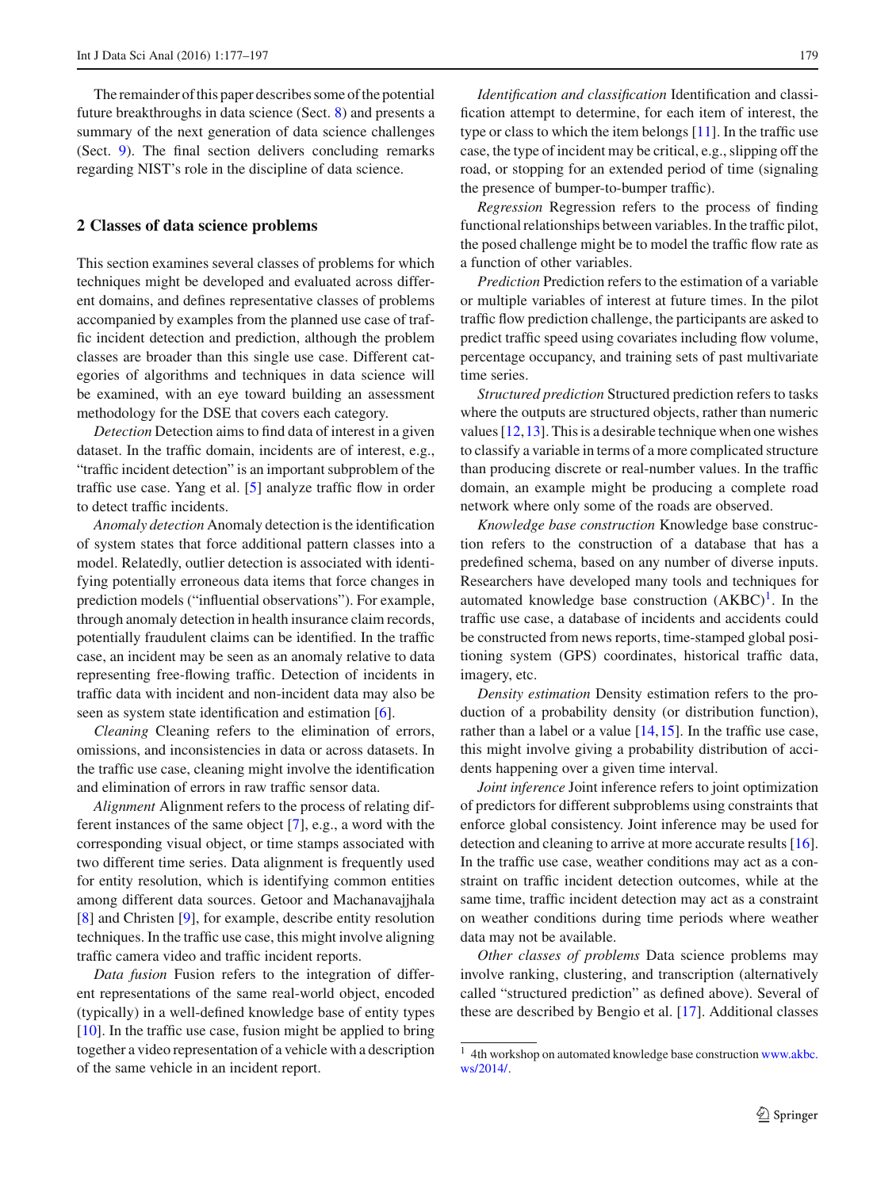The remainder of this paper describes some of the potential future breakthroughs in data science (Sect. 8) and presents a summary of the next generation of data science challenges (Sect. 9). The final section delivers concluding remarks regarding NIST's role in the discipline of data science.

## 2 Classes of data science problems

This section examines several classes of problems for which techniques might be developed and evaluated across different domains, and defines representative classes of problems accompanied by examples from the planned use case of traffic incident detection and prediction, although the problem classes are broader than this single use case. Different categories of algorithms and techniques in data science will be examined, with an eye toward building an assessment methodology for the DSE that covers each category.

*Detection* Detection aims to find data of interest in a given dataset. In the traffic domain, incidents are of interest, e.g., "traffic incident detection" is an important subproblem of the traffic use case. Yang et al. [5] analyze traffic flow in order to detect traffic incidents.

*Anomaly detection* Anomaly detection is the identification of system states that force additional pattern classes into a model. Relatedly, outlier detection is associated with identifying potentially erroneous data items that force changes in prediction models ("influential observations"). For example, through anomaly detection in health insurance claim records, potentially fraudulent claims can be identified. In the traffic case, an incident may be seen as an anomaly relative to data representing free-flowing traffic. Detection of incidents in traffic data with incident and non-incident data may also be seen as system state identification and estimation [6].

*Cleaning* Cleaning refers to the elimination of errors, omissions, and inconsistencies in data or across datasets. In the traffic use case, cleaning might involve the identification and elimination of errors in raw traffic sensor data.

*Alignment* Alignment refers to the process of relating different instances of the same object [7], e.g., a word with the corresponding visual object, or time stamps associated with two different time series. Data alignment is frequently used for entity resolution, which is identifying common entities among different data sources. Getoor and Machanavajjhala [8] and Christen [9], for example, describe entity resolution techniques. In the traffic use case, this might involve aligning traffic camera video and traffic incident reports.

*Data fusion* Fusion refers to the integration of different representations of the same real-world object, encoded (typically) in a well-defined knowledge base of entity types [10]. In the traffic use case, fusion might be applied to bring together a video representation of a vehicle with a description of the same vehicle in an incident report.

*Identification and classification* Identification and classification attempt to determine, for each item of interest, the type or class to which the item belongs [11]. In the traffic use case, the type of incident may be critical, e.g., slipping off the road, or stopping for an extended period of time (signaling the presence of bumper-to-bumper traffic).

*Regression* Regression refers to the process of finding functional relationships between variables. In the traffic pilot, the posed challenge might be to model the traffic flow rate as a function of other variables.

*Prediction* Prediction refers to the estimation of a variable or multiple variables of interest at future times. In the pilot traffic flow prediction challenge, the participants are asked to predict traffic speed using covariates including flow volume, percentage occupancy, and training sets of past multivariate time series.

*Structured prediction* Structured prediction refers to tasks where the outputs are structured objects, rather than numeric values [12,13]. This is a desirable technique when one wishes to classify a variable in terms of a more complicated structure than producing discrete or real-number values. In the traffic domain, an example might be producing a complete road network where only some of the roads are observed.

*Knowledge base construction* Knowledge base construction refers to the construction of a database that has a predefined schema, based on any number of diverse inputs. Researchers have developed many tools and techniques for automated knowledge base construction (AKBC)[1]. In the traffic use case, a database of incidents and accidents could be constructed from news reports, time-stamped global positioning system (GPS) coordinates, historical traffic data, imagery, etc.

*Density estimation* Density estimation refers to the production of a probability density (or distribution function), rather than a label or a value [14,15]. In the traffic use case, this might involve giving a probability distribution of accidents happening over a given time interval.

*Joint inference* Joint inference refers to joint optimization of predictors for different subproblems using constraints that enforce global consistency. Joint inference may be used for detection and cleaning to arrive at more accurate results [16]. In the traffic use case, weather conditions may act as a constraint on traffic incident detection outcomes, while at the same time, traffic incident detection may act as a constraint on weather conditions during time periods where weather data may not be available.

*Other classes of problems* Data science problems may involve ranking, clustering, and transcription (alternatively called "structured prediction" as defined above). Several of these are described by Bengio et al. [17]. Additional classes

[1] 4th workshop on automated knowledge base construction www.akbc.ws/2014/.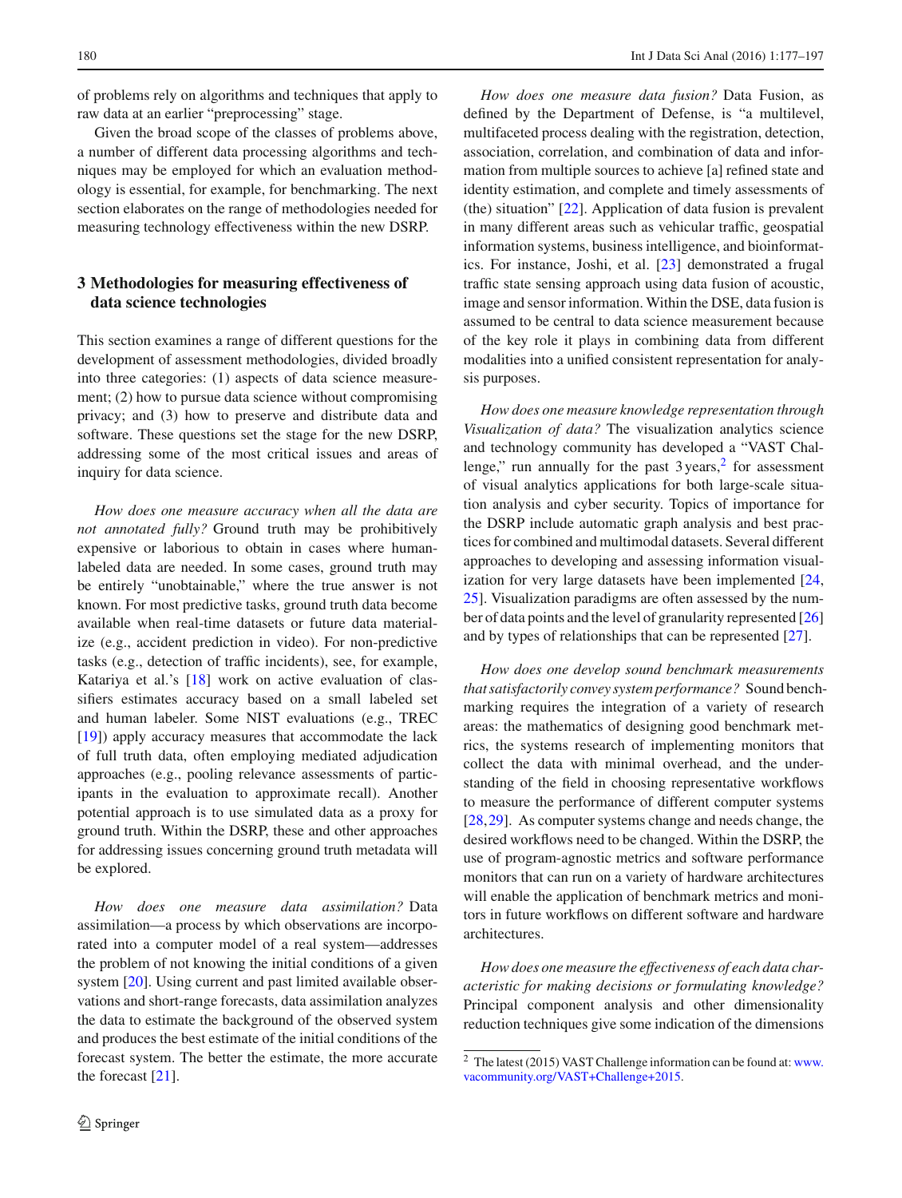of problems rely on algorithms and techniques that apply to raw data at an earlier "preprocessing" stage.

Given the broad scope of the classes of problems above, a number of different data processing algorithms and techniques may be employed for which an evaluation methodology is essential, for example, for benchmarking. The next section elaborates on the range of methodologies needed for measuring technology effectiveness within the new DSRP.

## 3 Methodologies for measuring effectiveness of data science technologies

This section examines a range of different questions for the development of assessment methodologies, divided broadly into three categories: (1) aspects of data science measurement; (2) how to pursue data science without compromising privacy; and (3) how to preserve and distribute data and software. These questions set the stage for the new DSRP, addressing some of the most critical issues and areas of inquiry for data science.

*How does one measure accuracy when all the data are not annotated fully?* Ground truth may be prohibitively expensive or laborious to obtain in cases where human-labeled data are needed. In some cases, ground truth may be entirely "unobtainable," where the true answer is not known. For most predictive tasks, ground truth data become available when real-time datasets or future data materialize (e.g., accident prediction in video). For non-predictive tasks (e.g., detection of traffic incidents), see, for example, Katariya et al.'s [18] work on active evaluation of classifiers estimates accuracy based on a small labeled set and human labeler. Some NIST evaluations (e.g., TREC [19]) apply accuracy measures that accommodate the lack of full truth data, often employing mediated adjudication approaches (e.g., pooling relevance assessments of participants in the evaluation to approximate recall). Another potential approach is to use simulated data as a proxy for ground truth. Within the DSRP, these and other approaches for addressing issues concerning ground truth metadata will be explored.

*How does one measure data assimilation?* Data assimilation—a process by which observations are incorporated into a computer model of a real system—addresses the problem of not knowing the initial conditions of a given system [20]. Using current and past limited available observations and short-range forecasts, data assimilation analyzes the data to estimate the background of the observed system and produces the best estimate of the initial conditions of the forecast system. The better the estimate, the more accurate the forecast [21].

*How does one measure data fusion?* Data Fusion, as defined by the Department of Defense, is "a multilevel, multifaceted process dealing with the registration, detection, association, correlation, and combination of data and information from multiple sources to achieve [a] refined state and identity estimation, and complete and timely assessments of (the) situation" [22]. Application of data fusion is prevalent in many different areas such as vehicular traffic, geospatial information systems, business intelligence, and bioinformatics. For instance, Joshi, et al. [23] demonstrated a frugal traffic state sensing approach using data fusion of acoustic, image and sensor information. Within the DSE, data fusion is assumed to be central to data science measurement because of the key role it plays in combining data from different modalities into a unified consistent representation for analysis purposes.

*How does one measure knowledge representation through Visualization of data?* The visualization analytics science and technology community has developed a "VAST Challenge," run annually for the past 3 years,[2] for assessment of visual analytics applications for both large-scale situation analysis and cyber security. Topics of importance for the DSRP include automatic graph analysis and best practices for combined and multimodal datasets. Several different approaches to developing and assessing information visualization for very large datasets have been implemented [24, 25]. Visualization paradigms are often assessed by the number of data points and the level of granularity represented [26] and by types of relationships that can be represented [27].

*How does one develop sound benchmark measurements that satisfactorily convey system performance?* Sound benchmarking requires the integration of a variety of research areas: the mathematics of designing good benchmark metrics, the systems research of implementing monitors that collect the data with minimal overhead, and the understanding of the field in choosing representative workflows to measure the performance of different computer systems [28, 29]. As computer systems change and needs change, the desired workflows need to be changed. Within the DSRP, the use of program-agnostic metrics and software performance monitors that can run on a variety of hardware architectures will enable the application of benchmark metrics and monitors in future workflows on different software and hardware architectures.

*How does one measure the effectiveness of each data characteristic for making decisions or formulating knowledge?* Principal component analysis and other dimensionality reduction techniques give some indication of the dimensions

[2] The latest (2015) VAST Challenge information can be found at: www.vacommunity.org/VAST+Challenge+2015.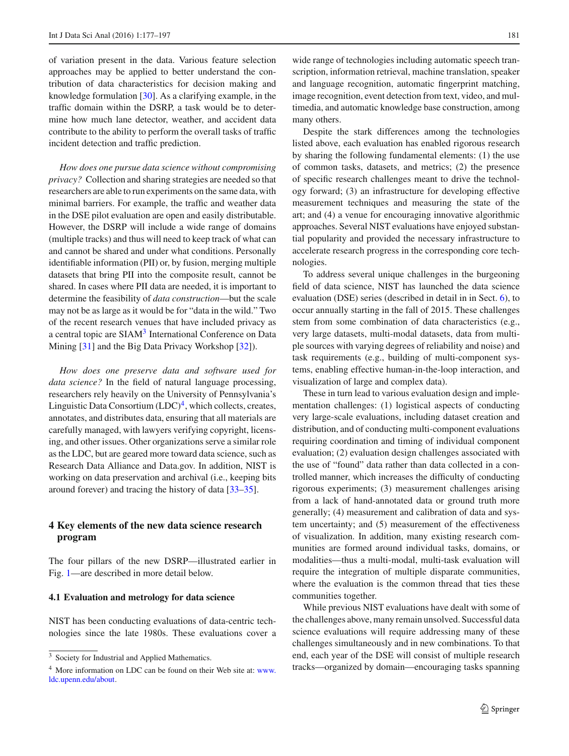of variation present in the data. Various feature selection approaches may be applied to better understand the contribution of data characteristics for decision making and knowledge formulation [30]. As a clarifying example, in the traffic domain within the DSRP, a task would be to determine how much lane detector, weather, and accident data contribute to the ability to perform the overall tasks of traffic incident detection and traffic prediction.

*How does one pursue data science without compromising privacy?* Collection and sharing strategies are needed so that researchers are able to run experiments on the same data, with minimal barriers. For example, the traffic and weather data in the DSE pilot evaluation are open and easily distributable. However, the DSRP will include a wide range of domains (multiple tracks) and thus will need to keep track of what can and cannot be shared and under what conditions. Personally identifiable information (PII) or, by fusion, merging multiple datasets that bring PII into the composite result, cannot be shared. In cases where PII data are needed, it is important to determine the feasibility of *data construction*—but the scale may not be as large as it would be for "data in the wild." Two of the recent research venues that have included privacy as a central topic are SIAM[3] International Conference on Data Mining [31] and the Big Data Privacy Workshop [32]).

*How does one preserve data and software used for data science?* In the field of natural language processing, researchers rely heavily on the University of Pennsylvania's Linguistic Data Consortium (LDC)[4], which collects, creates, annotates, and distributes data, ensuring that all materials are carefully managed, with lawyers verifying copyright, licensing, and other issues. Other organizations serve a similar role as the LDC, but are geared more toward data science, such as Research Data Alliance and Data.gov. In addition, NIST is working on data preservation and archival (i.e., keeping bits around forever) and tracing the history of data [33–35].

## 4 Key elements of the new data science research program

The four pillars of the new DSRP—illustrated earlier in Fig. 1—are described in more detail below.

### 4.1 Evaluation and metrology for data science

NIST has been conducting evaluations of data-centric technologies since the late 1980s. These evaluations cover a wide range of technologies including automatic speech transcription, information retrieval, machine translation, speaker and language recognition, automatic fingerprint matching, image recognition, event detection from text, video, and multimedia, and automatic knowledge base construction, among many others.

Despite the stark differences among the technologies listed above, each evaluation has enabled rigorous research by sharing the following fundamental elements: (1) the use of common tasks, datasets, and metrics; (2) the presence of specific research challenges meant to drive the technology forward; (3) an infrastructure for developing effective measurement techniques and measuring the state of the art; and (4) a venue for encouraging innovative algorithmic approaches. Several NIST evaluations have enjoyed substantial popularity and provided the necessary infrastructure to accelerate research progress in the corresponding core technologies.

To address several unique challenges in the burgeoning field of data science, NIST has launched the data science evaluation (DSE) series (described in detail in in Sect. 6), to occur annually starting in the fall of 2015. These challenges stem from some combination of data characteristics (e.g., very large datasets, multi-modal datasets, data from multiple sources with varying degrees of reliability and noise) and task requirements (e.g., building of multi-component systems, enabling effective human-in-the-loop interaction, and visualization of large and complex data).

These in turn lead to various evaluation design and implementation challenges: (1) logistical aspects of conducting very large-scale evaluations, including dataset creation and distribution, and of conducting multi-component evaluations requiring coordination and timing of individual component evaluation; (2) evaluation design challenges associated with the use of "found" data rather than data collected in a controlled manner, which increases the difficulty of conducting rigorous experiments; (3) measurement challenges arising from a lack of hand-annotated data or ground truth more generally; (4) measurement and calibration of data and system uncertainty; and (5) measurement of the effectiveness of visualization. In addition, many existing research communities are formed around individual tasks, domains, or modalities—thus a multi-modal, multi-task evaluation will require the integration of multiple disparate communities, where the evaluation is the common thread that ties these communities together.

While previous NIST evaluations have dealt with some of the challenges above, many remain unsolved. Successful data science evaluations will require addressing many of these challenges simultaneously and in new combinations. To that end, each year of the DSE will consist of multiple research tracks—organized by domain—encouraging tasks spanning

---

[3] Society for Industrial and Applied Mathematics.

[4] More information on LDC can be found on their Web site at: www.ldc.upenn.edu/about.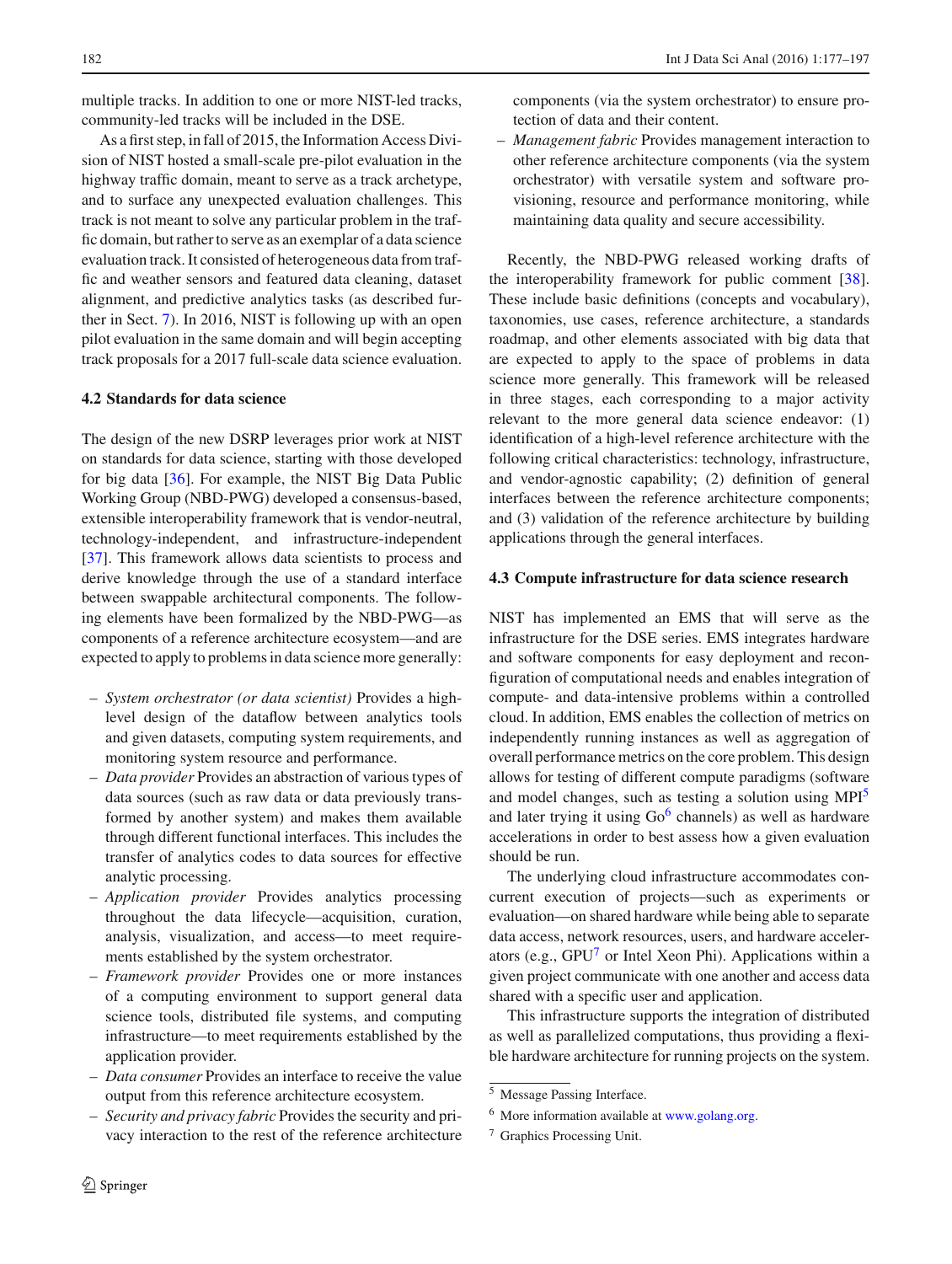multiple tracks. In addition to one or more NIST-led tracks, community-led tracks will be included in the DSE.

As a first step, in fall of 2015, the Information Access Division of NIST hosted a small-scale pre-pilot evaluation in the highway traffic domain, meant to serve as a track archetype, and to surface any unexpected evaluation challenges. This track is not meant to solve any particular problem in the traffic domain, but rather to serve as an exemplar of a data science evaluation track. It consisted of heterogeneous data from traffic and weather sensors and featured data cleaning, dataset alignment, and predictive analytics tasks (as described further in Sect. 7). In 2016, NIST is following up with an open pilot evaluation in the same domain and will begin accepting track proposals for a 2017 full-scale data science evaluation.

### 4.2 Standards for data science

The design of the new DSRP leverages prior work at NIST on standards for data science, starting with those developed for big data [36]. For example, the NIST Big Data Public Working Group (NBD-PWG) developed a consensus-based, extensible interoperability framework that is vendor-neutral, technology-independent, and infrastructure-independent [37]. This framework allows data scientists to process and derive knowledge through the use of a standard interface between swappable architectural components. The following elements have been formalized by the NBD-PWG—as components of a reference architecture ecosystem—and are expected to apply to problems in data science more generally:

- *System orchestrator (or data scientist)* Provides a high-level design of the dataflow between analytics tools and given datasets, computing system requirements, and monitoring system resource and performance.
- *Data provider* Provides an abstraction of various types of data sources (such as raw data or data previously transformed by another system) and makes them available through different functional interfaces. This includes the transfer of analytics codes to data sources for effective analytic processing.
- *Application provider* Provides analytics processing throughout the data lifecycle—acquisition, curation, analysis, visualization, and access—to meet requirements established by the system orchestrator.
- *Framework provider* Provides one or more instances of a computing environment to support general data science tools, distributed file systems, and computing infrastructure—to meet requirements established by the application provider.
- *Data consumer* Provides an interface to receive the value output from this reference architecture ecosystem.
- *Security and privacy fabric* Provides the security and privacy interaction to the rest of the reference architecture components (via the system orchestrator) to ensure protection of data and their content.
- *Management fabric* Provides management interaction to other reference architecture components (via the system orchestrator) with versatile system and software provisioning, resource and performance monitoring, while maintaining data quality and secure accessibility.

Recently, the NBD-PWG released working drafts of the interoperability framework for public comment [38]. These include basic definitions (concepts and vocabulary), taxonomies, use cases, reference architecture, a standards roadmap, and other elements associated with big data that are expected to apply to the space of problems in data science more generally. This framework will be released in three stages, each corresponding to a major activity relevant to the more general data science endeavor: (1) identification of a high-level reference architecture with the following critical characteristics: technology, infrastructure, and vendor-agnostic capability; (2) definition of general interfaces between the reference architecture components; and (3) validation of the reference architecture by building applications through the general interfaces.

### 4.3 Compute infrastructure for data science research

NIST has implemented an EMS that will serve as the infrastructure for the DSE series. EMS integrates hardware and software components for easy deployment and reconfiguration of computational needs and enables integration of compute- and data-intensive problems within a controlled cloud. In addition, EMS enables the collection of metrics on independently running instances as well as aggregation of overall performance metrics on the core problem. This design allows for testing of different compute paradigms (software and model changes, such as testing a solution using MPI[5] and later trying it using Go[6] channels) as well as hardware accelerations in order to best assess how a given evaluation should be run.

The underlying cloud infrastructure accommodates concurrent execution of projects—such as experiments or evaluation—on shared hardware while being able to separate data access, network resources, users, and hardware accelerators (e.g., GPU[7] or Intel Xeon Phi). Applications within a given project communicate with one another and access data shared with a specific user and application.

This infrastructure supports the integration of distributed as well as parallelized computations, thus providing a flexible hardware architecture for running projects on the system.

[5] Message Passing Interface.

[6] More information available at www.golang.org.

[7] Graphics Processing Unit.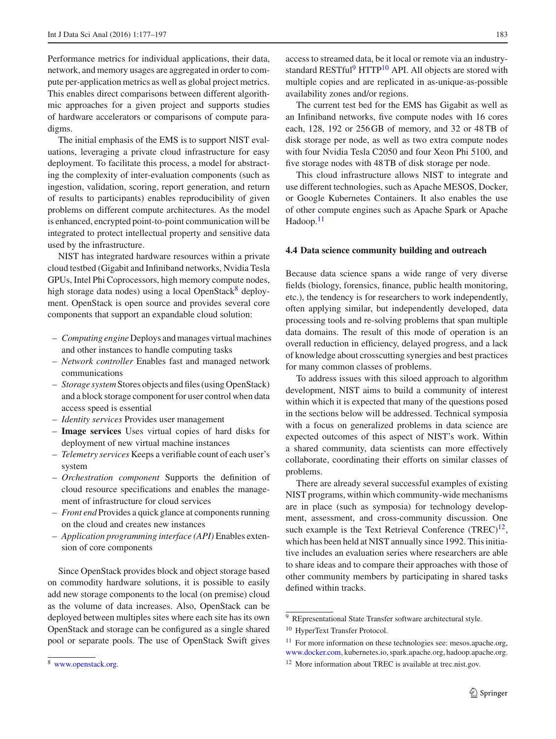Performance metrics for individual applications, their data, network, and memory usages are aggregated in order to compute per-application metrics as well as global project metrics. This enables direct comparisons between different algorithmic approaches for a given project and supports studies of hardware accelerators or comparisons of compute paradigms.

The initial emphasis of the EMS is to support NIST evaluations, leveraging a private cloud infrastructure for easy deployment. To facilitate this process, a model for abstracting the complexity of inter-evaluation components (such as ingestion, validation, scoring, report generation, and return of results to participants) enables reproducibility of given problems on different compute architectures. As the model is enhanced, encrypted point-to-point communication will be integrated to protect intellectual property and sensitive data used by the infrastructure.

NIST has integrated hardware resources within a private cloud testbed (Gigabit and Infiniband networks, Nvidia Tesla GPUs, Intel Phi Coprocessors, high memory compute nodes, high storage data nodes) using a local OpenStack[8] deployment. OpenStack is open source and provides several core components that support an expandable cloud solution:

- *Computing engine* Deploys and manages virtual machines and other instances to handle computing tasks
- *Network controller* Enables fast and managed network communications
- *Storage system* Stores objects and files (using OpenStack) and a block storage component for user control when data access speed is essential
- *Identity services* Provides user management
- **Image services** Uses virtual copies of hard disks for deployment of new virtual machine instances
- *Telemetry services* Keeps a verifiable count of each user's system
- *Orchestration component* Supports the definition of cloud resource specifications and enables the management of infrastructure for cloud services
- *Front end* Provides a quick glance at components running on the cloud and creates new instances
- *Application programming interface (API)* Enables extension of core components

Since OpenStack provides block and object storage based on commodity hardware solutions, it is possible to easily add new storage components to the local (on premise) cloud as the volume of data increases. Also, OpenStack can be deployed between multiples sites where each site has its own OpenStack and storage can be configured as a single shared pool or separate pools. The use of OpenStack Swift gives access to streamed data, be it local or remote via an industry-standard RESTful[9] HTTP[10] API. All objects are stored with multiple copies and are replicated in as-unique-as-possible availability zones and/or regions.

The current test bed for the EMS has Gigabit as well as an Infiniband networks, five compute nodes with 16 cores each, 128, 192 or 256 GB of memory, and 32 or 48 TB of disk storage per node, as well as two extra compute nodes with four Nvidia Tesla C2050 and four Xeon Phi 5100, and five storage nodes with 48 TB of disk storage per node.

This cloud infrastructure allows NIST to integrate and use different technologies, such as Apache MESOS, Docker, or Google Kubernetes Containers. It also enables the use of other compute engines such as Apache Spark or Apache Hadoop.[11]

### 4.4 Data science community building and outreach

Because data science spans a wide range of very diverse fields (biology, forensics, finance, public health monitoring, etc.), the tendency is for researchers to work independently, often applying similar, but independently developed, data processing tools and re-solving problems that span multiple data domains. The result of this mode of operation is an overall reduction in efficiency, delayed progress, and a lack of knowledge about crosscutting synergies and best practices for many common classes of problems.

To address issues with this siloed approach to algorithm development, NIST aims to build a community of interest within which it is expected that many of the questions posed in the sections below will be addressed. Technical symposia with a focus on generalized problems in data science are expected outcomes of this aspect of NIST's work. Within a shared community, data scientists can more effectively collaborate, coordinating their efforts on similar classes of problems.

There are already several successful examples of existing NIST programs, within which community-wide mechanisms are in place (such as symposia) for technology development, assessment, and cross-community discussion. One such example is the Text Retrieval Conference (TREC)[12], which has been held at NIST annually since 1992. This initiative includes an evaluation series where researchers are able to share ideas and to compare their approaches with those of other community members by participating in shared tasks defined within tracks.

---

[8] www.openstack.org.

[9] REpresentational State Transfer software architectural style.

[10] HyperText Transfer Protocol.

[11] For more information on these technologies see: mesos.apache.org, www.docker.com, kubernetes.io, spark.apache.org, hadoop.apache.org.

[12] More information about TREC is available at trec.nist.gov.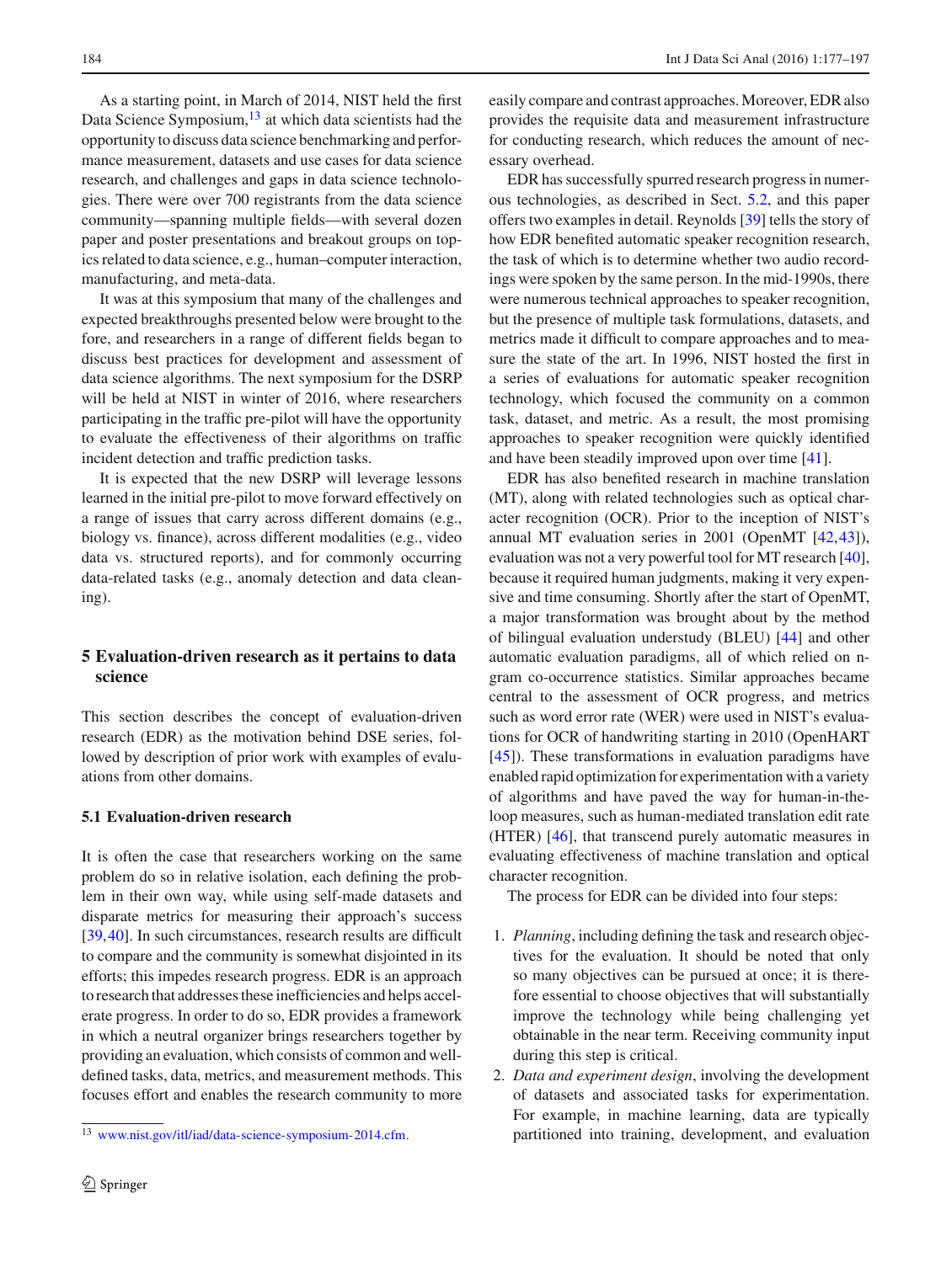As a starting point, in March of 2014, NIST held the first Data Science Symposium,[13] at which data scientists had the opportunity to discuss data science benchmarking and performance measurement, datasets and use cases for data science research, and challenges and gaps in data science technologies. There were over 700 registrants from the data science community—spanning multiple fields—with several dozen paper and poster presentations and breakout groups on topics related to data science, e.g., human–computer interaction, manufacturing, and meta-data.

It was at this symposium that many of the challenges and expected breakthroughs presented below were brought to the fore, and researchers in a range of different fields began to discuss best practices for development and assessment of data science algorithms. The next symposium for the DSRP will be held at NIST in winter of 2016, where researchers participating in the traffic pre-pilot will have the opportunity to evaluate the effectiveness of their algorithms on traffic incident detection and traffic prediction tasks.

It is expected that the new DSRP will leverage lessons learned in the initial pre-pilot to move forward effectively on a range of issues that carry across different domains (e.g., biology vs. finance), across different modalities (e.g., video data vs. structured reports), and for commonly occurring data-related tasks (e.g., anomaly detection and data cleaning).

## 5 Evaluation-driven research as it pertains to data science

This section describes the concept of evaluation-driven research (EDR) as the motivation behind DSE series, followed by description of prior work with examples of evaluations from other domains.

### 5.1 Evaluation-driven research

It is often the case that researchers working on the same problem do so in relative isolation, each defining the problem in their own way, while using self-made datasets and disparate metrics for measuring their approach's success [39,40]. In such circumstances, research results are difficult to compare and the community is somewhat disjointed in its efforts; this impedes research progress. EDR is an approach to research that addresses these inefficiencies and helps accelerate progress. In order to do so, EDR provides a framework in which a neutral organizer brings researchers together by providing an evaluation, which consists of common and well-defined tasks, data, metrics, and measurement methods. This focuses effort and enables the research community to more easily compare and contrast approaches. Moreover, EDR also provides the requisite data and measurement infrastructure for conducting research, which reduces the amount of necessary overhead.

EDR has successfully spurred research progress in numerous technologies, as described in Sect. 5.2, and this paper offers two examples in detail. Reynolds [39] tells the story of how EDR benefited automatic speaker recognition research, the task of which is to determine whether two audio recordings were spoken by the same person. In the mid-1990s, there were numerous technical approaches to speaker recognition, but the presence of multiple task formulations, datasets, and metrics made it difficult to compare approaches and to measure the state of the art. In 1996, NIST hosted the first in a series of evaluations for automatic speaker recognition technology, which focused the community on a common task, dataset, and metric. As a result, the most promising approaches to speaker recognition were quickly identified and have been steadily improved upon over time [41].

EDR has also benefited research in machine translation (MT), along with related technologies such as optical character recognition (OCR). Prior to the inception of NIST's annual MT evaluation series in 2001 (OpenMT [42,43]), evaluation was not a very powerful tool for MT research [40], because it required human judgments, making it very expensive and time consuming. Shortly after the start of OpenMT, a major transformation was brought about by the method of bilingual evaluation understudy (BLEU) [44] and other automatic evaluation paradigms, all of which relied on n-gram co-occurrence statistics. Similar approaches became central to the assessment of OCR progress, and metrics such as word error rate (WER) were used in NIST's evaluations for OCR of handwriting starting in 2010 (OpenHART [45]). These transformations in evaluation paradigms have enabled rapid optimization for experimentation with a variety of algorithms and have paved the way for human-in-the-loop measures, such as human-mediated translation edit rate (HTER) [46], that transcend purely automatic measures in evaluating effectiveness of machine translation and optical character recognition.

The process for EDR can be divided into four steps:

1. *Planning*, including defining the task and research objectives for the evaluation. It should be noted that only so many objectives can be pursued at once; it is therefore essential to choose objectives that will substantially improve the technology while being challenging yet obtainable in the near term. Receiving community input during this step is critical.
2. *Data and experiment design*, involving the development of datasets and associated tasks for experimentation. For example, in machine learning, data are typically partitioned into training, development, and evaluation

[13] www.nist.gov/itl/iad/data-science-symposium-2014.cfm.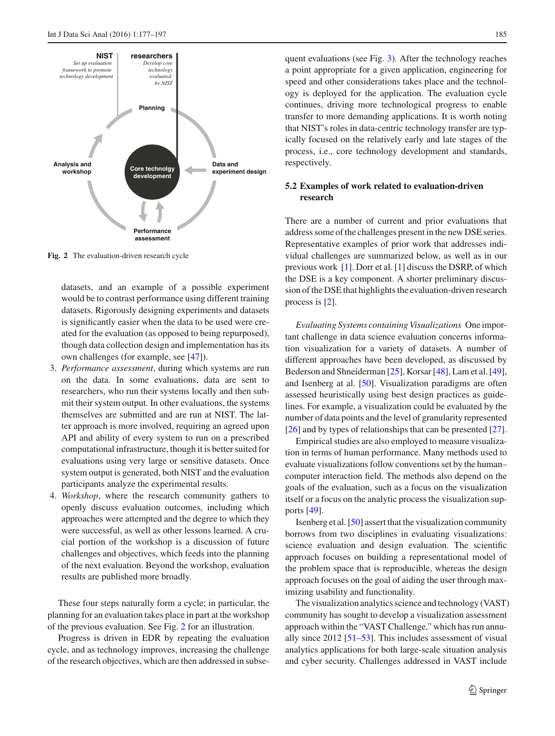NIST
*Set up evaluation framework to promote technology development*

researchers
*Develop core technology evaluated by NIST*

Planning

Data and experiment design

Core technolgy development

Performance assessment

Analysis and workshop

**Fig. 2** The evaluation-driven research cycle

datasets, and an example of a possible experiment would be to contrast performance using different training datasets. Rigorously designing experiments and datasets is significantly easier when the data to be used were created for the evaluation (as opposed to being repurposed), though data collection design and implementation has its own challenges (for example, see [47]).

3. *Performance assessment*, during which systems are run on the data. In some evaluations, data are sent to researchers, who run their systems locally and then submit their system output. In other evaluations, the systems themselves are submitted and are run at NIST. The latter approach is more involved, requiring an agreed upon API and ability of every system to run on a prescribed computational infrastructure, though it is better suited for evaluations using very large or sensitive datasets. Once system output is generated, both NIST and the evaluation participants analyze the experimental results.
4. *Workshop*, where the research community gathers to openly discuss evaluation outcomes, including which approaches were attempted and the degree to which they were successful, as well as other lessons learned. A crucial portion of the workshop is a discussion of future challenges and objectives, which feeds into the planning of the next evaluation. Beyond the workshop, evaluation results are published more broadly.

These four steps naturally form a cycle; in particular, the planning for an evaluation takes place in part at the workshop of the previous evaluation. See Fig. 2 for an illustration.

Progress is driven in EDR by repeating the evaluation cycle, and as technology improves, increasing the challenge of the research objectives, which are then addressed in subsequent evaluations (see Fig. 3). After the technology reaches a point appropriate for a given application, engineering for speed and other considerations takes place and the technology is deployed for the application. The evaluation cycle continues, driving more technological progress to enable transfer to more demanding applications. It is worth noting that NIST's roles in data-centric technology transfer are typically focused on the relatively early and late stages of the process, i.e., core technology development and standards, respectively.

### 5.2 Examples of work related to evaluation-driven research

There are a number of current and prior evaluations that address some of the challenges present in the new DSE series. Representative examples of prior work that addresses individual challenges are summarized below, as well as in our previous work [1]. Dorr et al. [1] discuss the DSRP, of which the DSE is a key component. A shorter preliminary discussion of the DSE that highlights the evaluation-driven research process is [2].

*Evaluating Systems containing Visualizations* One important challenge in data science evaluation concerns information visualization for a variety of datasets. A number of different approaches have been developed, as discussed by Bederson and Shneiderman [25], Korsar [48], Lam et al. [49], and Isenberg at al. [50]. Visualization paradigms are often assessed heuristically using best design practices as guidelines. For example, a visualization could be evaluated by the number of data points and the level of granularity represented [26] and by types of relationships that can be presented [27].

Empirical studies are also employed to measure visualization in terms of human performance. Many methods used to evaluate visualizations follow conventions set by the human–computer interaction field. The methods also depend on the goals of the evaluation, such as a focus on the visualization itself or a focus on the analytic process the visualization supports [49].

Isenberg et al. [50] assert that the visualization community borrows from two disciplines in evaluating visualizations: science evaluation and design evaluation. The scientific approach focuses on building a representational model of the problem space that is reproducible, whereas the design approach focuses on the goal of aiding the user through maximizing usability and functionality.

The visualization analytics science and technology (VAST) community has sought to develop a visualization assessment approach within the "VAST Challenge," which has run annually since 2012 [51–53]. This includes assessment of visual analytics applications for both large-scale situation analysis and cyber security. Challenges addressed in VAST include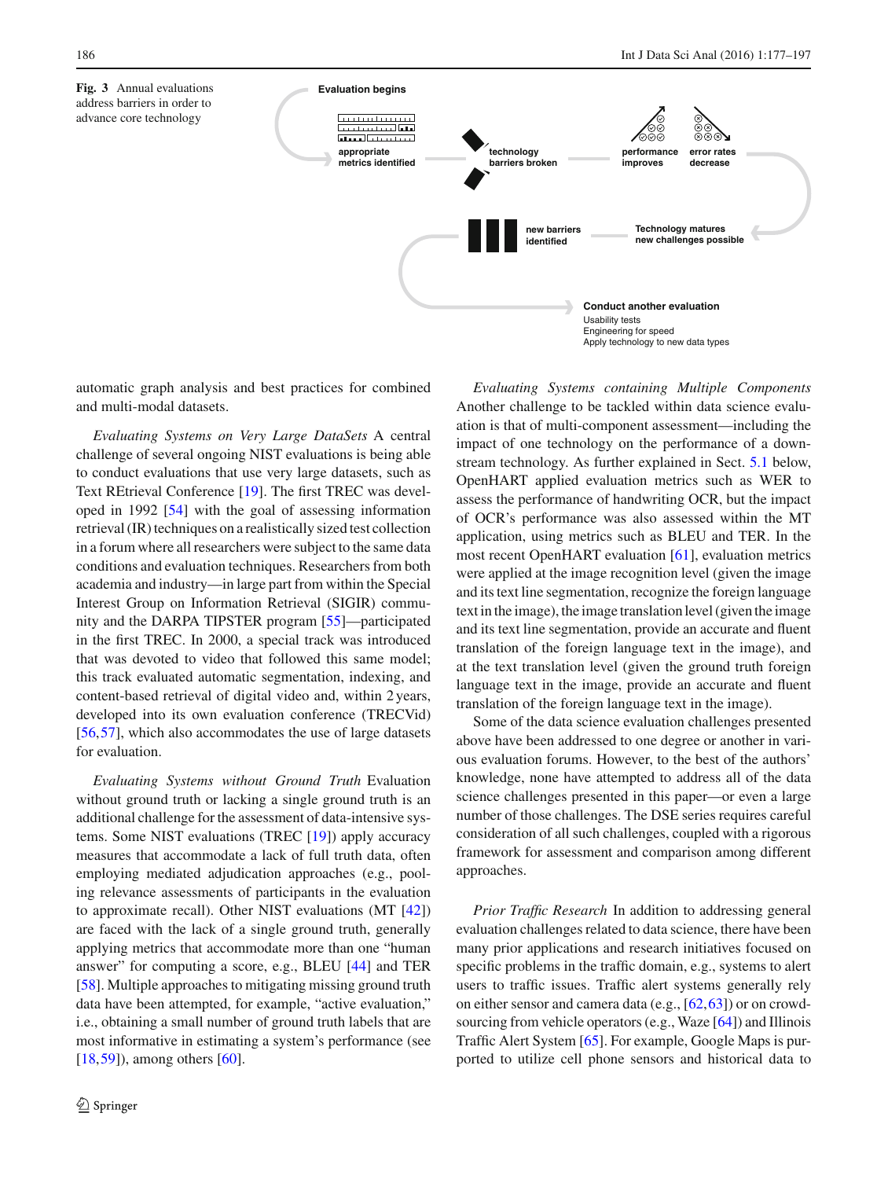**Fig. 3** Annual evaluations address barriers in order to advance core technology

Evaluation begins

appropriate metrics identified

technology barriers broken

performance improves

error rates decrease

Technology matures new challenges possible

new barriers identified

Conduct another evaluation
Usability tests
Engineering for speed
Apply technology to new data types

automatic graph analysis and best practices for combined and multi-modal datasets.

*Evaluating Systems on Very Large DataSets* A central challenge of several ongoing NIST evaluations is being able to conduct evaluations that use very large datasets, such as Text REtrieval Conference [19]. The first TREC was developed in 1992 [54] with the goal of assessing information retrieval (IR) techniques on a realistically sized test collection in a forum where all researchers were subject to the same data conditions and evaluation techniques. Researchers from both academia and industry—in large part from within the Special Interest Group on Information Retrieval (SIGIR) community and the DARPA TIPSTER program [55]—participated in the first TREC. In 2000, a special track was introduced that was devoted to video that followed this same model; this track evaluated automatic segmentation, indexing, and content-based retrieval of digital video and, within 2 years, developed into its own evaluation conference (TRECVid) [56,57], which also accommodates the use of large datasets for evaluation.

*Evaluating Systems without Ground Truth* Evaluation without ground truth or lacking a single ground truth is an additional challenge for the assessment of data-intensive systems. Some NIST evaluations (TREC [19]) apply accuracy measures that accommodate a lack of full truth data, often employing mediated adjudication approaches (e.g., pooling relevance assessments of participants in the evaluation to approximate recall). Other NIST evaluations (MT [42]) are faced with the lack of a single ground truth, generally applying metrics that accommodate more than one "human answer" for computing a score, e.g., BLEU [44] and TER [58]. Multiple approaches to mitigating missing ground truth data have been attempted, for example, "active evaluation," i.e., obtaining a small number of ground truth labels that are most informative in estimating a system's performance (see [18,59]), among others [60].

*Evaluating Systems containing Multiple Components* Another challenge to be tackled within data science evaluation is that of multi-component assessment—including the impact of one technology on the performance of a downstream technology. As further explained in Sect. 5.1 below, OpenHART applied evaluation metrics such as WER to assess the performance of handwriting OCR, but the impact of OCR's performance was also assessed within the MT application, using metrics such as BLEU and TER. In the most recent OpenHART evaluation [61], evaluation metrics were applied at the image recognition level (given the image and its text line segmentation, recognize the foreign language text in the image), the image translation level (given the image and its text line segmentation, provide an accurate and fluent translation of the foreign language text in the image), and at the text translation level (given the ground truth foreign language text in the image, provide an accurate and fluent translation of the foreign language text in the image).

Some of the data science evaluation challenges presented above have been addressed to one degree or another in various evaluation forums. However, to the best of the authors' knowledge, none have attempted to address all of the data science challenges presented in this paper—or even a large number of those challenges. The DSE series requires careful consideration of all such challenges, coupled with a rigorous framework for assessment and comparison among different approaches.

*Prior Traffic Research* In addition to addressing general evaluation challenges related to data science, there have been many prior applications and research initiatives focused on specific problems in the traffic domain, e.g., systems to alert users to traffic issues. Traffic alert systems generally rely on either sensor and camera data (e.g., [62,63]) or on crowdsourcing from vehicle operators (e.g., Waze [64]) and Illinois Traffic Alert System [65]. For example, Google Maps is purported to utilize cell phone sensors and historical data to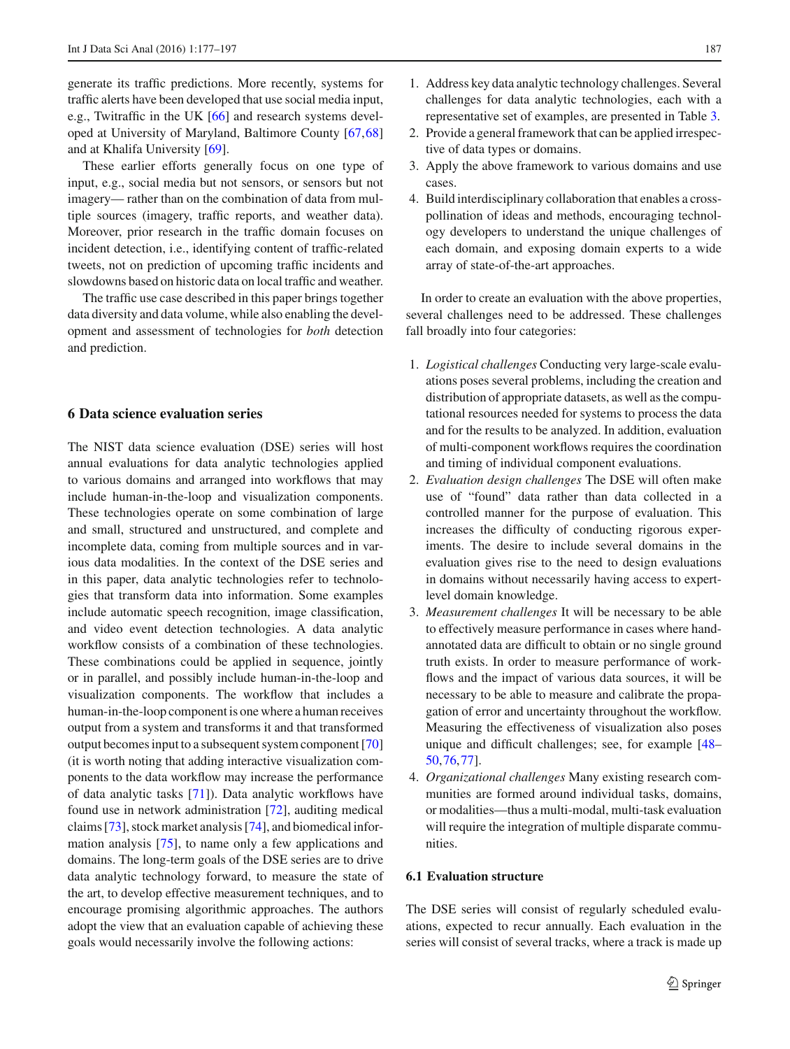generate its traffic predictions. More recently, systems for traffic alerts have been developed that use social media input, e.g., Twitraffic in the UK [66] and research systems developed at University of Maryland, Baltimore County [67,68] and at Khalifa University [69].

These earlier efforts generally focus on one type of input, e.g., social media but not sensors, or sensors but not imagery— rather than on the combination of data from multiple sources (imagery, traffic reports, and weather data). Moreover, prior research in the traffic domain focuses on incident detection, i.e., identifying content of traffic-related tweets, not on prediction of upcoming traffic incidents and slowdowns based on historic data on local traffic and weather.

The traffic use case described in this paper brings together data diversity and data volume, while also enabling the development and assessment of technologies for *both* detection and prediction.

## 6 Data science evaluation series

The NIST data science evaluation (DSE) series will host annual evaluations for data analytic technologies applied to various domains and arranged into workflows that may include human-in-the-loop and visualization components. These technologies operate on some combination of large and small, structured and unstructured, and complete and incomplete data, coming from multiple sources and in various data modalities. In the context of the DSE series and in this paper, data analytic technologies refer to technologies that transform data into information. Some examples include automatic speech recognition, image classification, and video event detection technologies. A data analytic workflow consists of a combination of these technologies. These combinations could be applied in sequence, jointly or in parallel, and possibly include human-in-the-loop and visualization components. The workflow that includes a human-in-the-loop component is one where a human receives output from a system and transforms it and that transformed output becomes input to a subsequent system component [70] (it is worth noting that adding interactive visualization components to the data workflow may increase the performance of data analytic tasks [71]). Data analytic workflows have found use in network administration [72], auditing medical claims [73], stock market analysis [74], and biomedical information analysis [75], to name only a few applications and domains. The long-term goals of the DSE series are to drive data analytic technology forward, to measure the state of the art, to develop effective measurement techniques, and to encourage promising algorithmic approaches. The authors adopt the view that an evaluation capable of achieving these goals would necessarily involve the following actions:

1. Address key data analytic technology challenges. Several challenges for data analytic technologies, each with a representative set of examples, are presented in Table 3.
2. Provide a general framework that can be applied irrespective of data types or domains.
3. Apply the above framework to various domains and use cases.
4. Build interdisciplinary collaboration that enables a cross-pollination of ideas and methods, encouraging technology developers to understand the unique challenges of each domain, and exposing domain experts to a wide array of state-of-the-art approaches.

In order to create an evaluation with the above properties, several challenges need to be addressed. These challenges fall broadly into four categories:

1. *Logistical challenges* Conducting very large-scale evaluations poses several problems, including the creation and distribution of appropriate datasets, as well as the computational resources needed for systems to process the data and for the results to be analyzed. In addition, evaluation of multi-component workflows requires the coordination and timing of individual component evaluations.
2. *Evaluation design challenges* The DSE will often make use of "found" data rather than data collected in a controlled manner for the purpose of evaluation. This increases the difficulty of conducting rigorous experiments. The desire to include several domains in the evaluation gives rise to the need to design evaluations in domains without necessarily having access to expert-level domain knowledge.
3. *Measurement challenges* It will be necessary to be able to effectively measure performance in cases where hand-annotated data are difficult to obtain or no single ground truth exists. In order to measure performance of workflows and the impact of various data sources, it will be necessary to be able to measure and calibrate the propagation of error and uncertainty throughout the workflow. Measuring the effectiveness of visualization also poses unique and difficult challenges; see, for example [48–50,76,77].
4. *Organizational challenges* Many existing research communities are formed around individual tasks, domains, or modalities—thus a multi-modal, multi-task evaluation will require the integration of multiple disparate communities.

### 6.1 Evaluation structure

The DSE series will consist of regularly scheduled evaluations, expected to recur annually. Each evaluation in the series will consist of several tracks, where a track is made up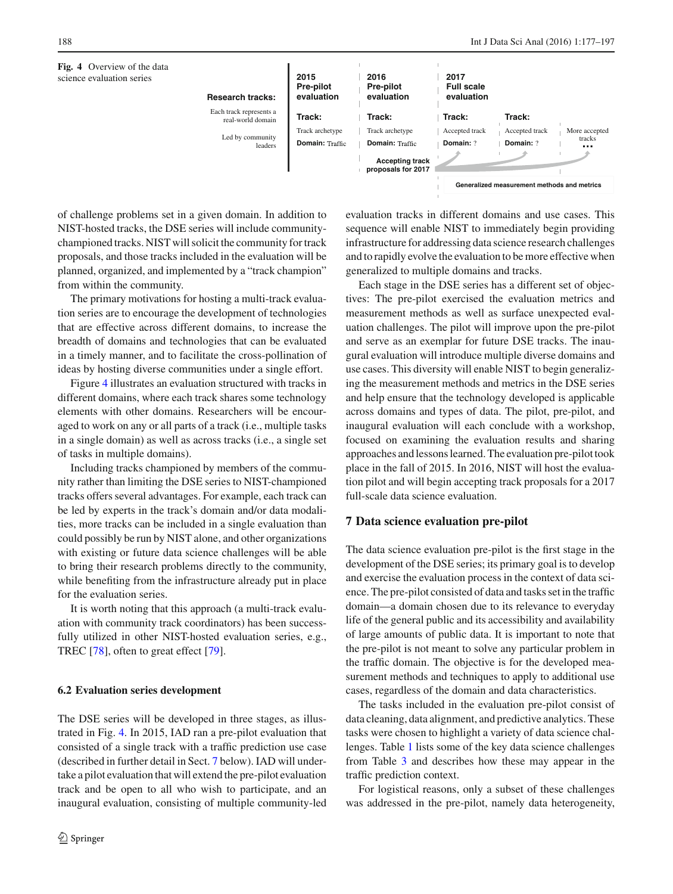**Fig. 4** Overview of the data science evaluation series

Research tracks:

Each track represents a real-world domain

Led by community leaders

2015 Pre-pilot evaluation

Track:

Track archetype

Domain: Traffic

2016 Pre-pilot evaluation

Track:

Track archetype

Domain: Traffic

Accepting track proposals for 2017

2017 Full scale evaluation

Track:

Accepted track

Domain: ?

Track:

Accepted track

Domain: ?

More accepted tracks

...

Generalized measurement methods and metrics

of challenge problems set in a given domain. In addition to NIST-hosted tracks, the DSE series will include community-championed tracks. NIST will solicit the community for track proposals, and those tracks included in the evaluation will be planned, organized, and implemented by a "track champion" from within the community.

The primary motivations for hosting a multi-track evaluation series are to encourage the development of technologies that are effective across different domains, to increase the breadth of domains and technologies that can be evaluated in a timely manner, and to facilitate the cross-pollination of ideas by hosting diverse communities under a single effort.

Figure 4 illustrates an evaluation structured with tracks in different domains, where each track shares some technology elements with other domains. Researchers will be encouraged to work on any or all parts of a track (i.e., multiple tasks in a single domain) as well as across tracks (i.e., a single set of tasks in multiple domains).

Including tracks championed by members of the community rather than limiting the DSE series to NIST-championed tracks offers several advantages. For example, each track can be led by experts in the track's domain and/or data modalities, more tracks can be included in a single evaluation than could possibly be run by NIST alone, and other organizations with existing or future data science challenges will be able to bring their research problems directly to the community, while benefiting from the infrastructure already put in place for the evaluation series.

It is worth noting that this approach (a multi-track evaluation with community track coordinators) has been successfully utilized in other NIST-hosted evaluation series, e.g., TREC [78], often to great effect [79].

### 6.2 Evaluation series development

The DSE series will be developed in three stages, as illustrated in Fig. 4. In 2015, IAD ran a pre-pilot evaluation that consisted of a single track with a traffic prediction use case (described in further detail in Sect. 7 below). IAD will undertake a pilot evaluation that will extend the pre-pilot evaluation track and be open to all who wish to participate, and an inaugural evaluation, consisting of multiple community-led evaluation tracks in different domains and use cases. This sequence will enable NIST to immediately begin providing infrastructure for addressing data science research challenges and to rapidly evolve the evaluation to be more effective when generalized to multiple domains and tracks.

Each stage in the DSE series has a different set of objectives: The pre-pilot exercised the evaluation metrics and measurement methods as well as surface unexpected evaluation challenges. The pilot will improve upon the pre-pilot and serve as an exemplar for future DSE tracks. The inaugural evaluation will introduce multiple diverse domains and use cases. This diversity will enable NIST to begin generalizing the measurement methods and metrics in the DSE series and help ensure that the technology developed is applicable across domains and types of data. The pilot, pre-pilot, and inaugural evaluation will each conclude with a workshop, focused on examining the evaluation results and sharing approaches and lessons learned. The evaluation pre-pilot took place in the fall of 2015. In 2016, NIST will host the evaluation pilot and will begin accepting track proposals for a 2017 full-scale data science evaluation.

## 7 Data science evaluation pre-pilot

The data science evaluation pre-pilot is the first stage in the development of the DSE series; its primary goal is to develop and exercise the evaluation process in the context of data science. The pre-pilot consisted of data and tasks set in the traffic domain—a domain chosen due to its relevance to everyday life of the general public and its accessibility and availability of large amounts of public data. It is important to note that the pre-pilot is not meant to solve any particular problem in the traffic domain. The objective is for the developed measurement methods and techniques to apply to additional use cases, regardless of the domain and data characteristics.

The tasks included in the evaluation pre-pilot consist of data cleaning, data alignment, and predictive analytics. These tasks were chosen to highlight a variety of data science challenges. Table 1 lists some of the key data science challenges from Table 3 and describes how these may appear in the traffic prediction context.

For logistical reasons, only a subset of these challenges was addressed in the pre-pilot, namely data heterogeneity,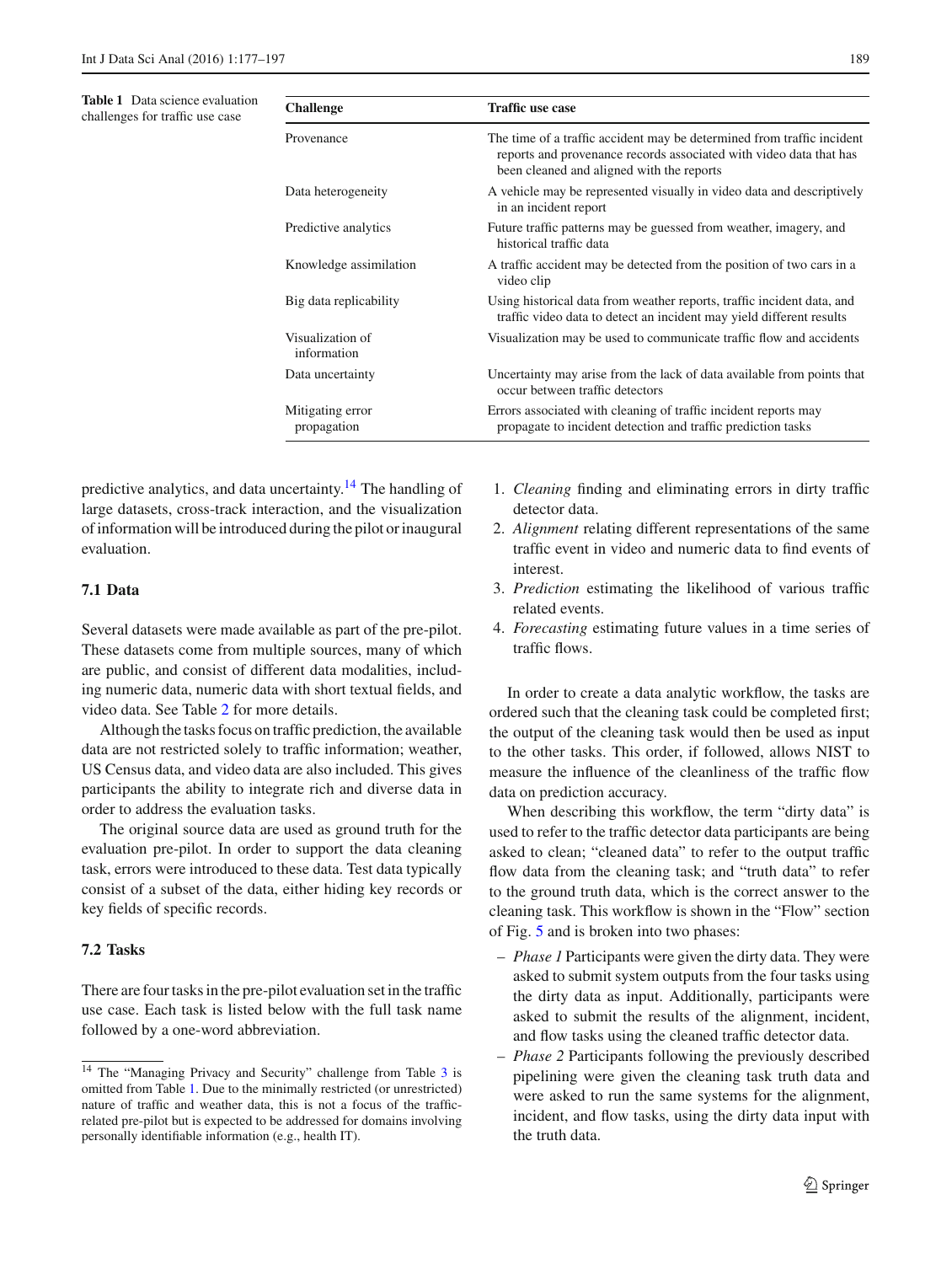**Table 1** Data science evaluation challenges for traffic use case

| Challenge | Traffic use case |
| --- | --- |
| Provenance | The time of a traffic accident may be determined from traffic incident reports and provenance records associated with video data that has been cleaned and aligned with the reports |
| Data heterogeneity | A vehicle may be represented visually in video data and descriptively in an incident report |
| Predictive analytics | Future traffic patterns may be guessed from weather, imagery, and historical traffic data |
| Knowledge assimilation | A traffic accident may be detected from the position of two cars in a video clip |
| Big data replicability | Using historical data from weather reports, traffic incident data, and traffic video data to detect an incident may yield different results |
| Visualization of information | Visualization may be used to communicate traffic flow and accidents |
| Data uncertainty | Uncertainty may arise from the lack of data available from points that occur between traffic detectors |
| Mitigating error propagation | Errors associated with cleaning of traffic incident reports may propagate to incident detection and traffic prediction tasks |

predictive analytics, and data uncertainty.[14] The handling of large datasets, cross-track interaction, and the visualization of information will be introduced during the pilot or inaugural evaluation.

### 7.1 Data

Several datasets were made available as part of the pre-pilot. These datasets come from multiple sources, many of which are public, and consist of different data modalities, including numeric data, numeric data with short textual fields, and video data. See Table 2 for more details.

Although the tasks focus on traffic prediction, the available data are not restricted solely to traffic information; weather, US Census data, and video data are also included. This gives participants the ability to integrate rich and diverse data in order to address the evaluation tasks.

The original source data are used as ground truth for the evaluation pre-pilot. In order to support the data cleaning task, errors were introduced to these data. Test data typically consist of a subset of the data, either hiding key records or key fields of specific records.

### 7.2 Tasks

There are four tasks in the pre-pilot evaluation set in the traffic use case. Each task is listed below with the full task name followed by a one-word abbreviation.

1. *Cleaning* finding and eliminating errors in dirty traffic detector data.
2. *Alignment* relating different representations of the same traffic event in video and numeric data to find events of interest.
3. *Prediction* estimating the likelihood of various traffic related events.
4. *Forecasting* estimating future values in a time series of traffic flows.

In order to create a data analytic workflow, the tasks are ordered such that the cleaning task could be completed first; the output of the cleaning task would then be used as input to the other tasks. This order, if followed, allows NIST to measure the influence of the cleanliness of the traffic flow data on prediction accuracy.

When describing this workflow, the term "dirty data" is used to refer to the traffic detector data participants are being asked to clean; "cleaned data" to refer to the output traffic flow data from the cleaning task; and "truth data" to refer to the ground truth data, which is the correct answer to the cleaning task. This workflow is shown in the "Flow" section of Fig. 5 and is broken into two phases:

- *Phase 1* Participants were given the dirty data. They were asked to submit system outputs from the four tasks using the dirty data as input. Additionally, participants were asked to submit the results of the alignment, incident, and flow tasks using the cleaned traffic detector data.
- *Phase 2* Participants following the previously described pipelining were given the cleaning task truth data and were asked to run the same systems for the alignment, incident, and flow tasks, using the dirty data input with the truth data.

[14] The "Managing Privacy and Security" challenge from Table 3 is omitted from Table 1. Due to the minimally restricted (or unrestricted) nature of traffic and weather data, this is not a focus of the traffic-related pre-pilot but is expected to be addressed for domains involving personally identifiable information (e.g., health IT).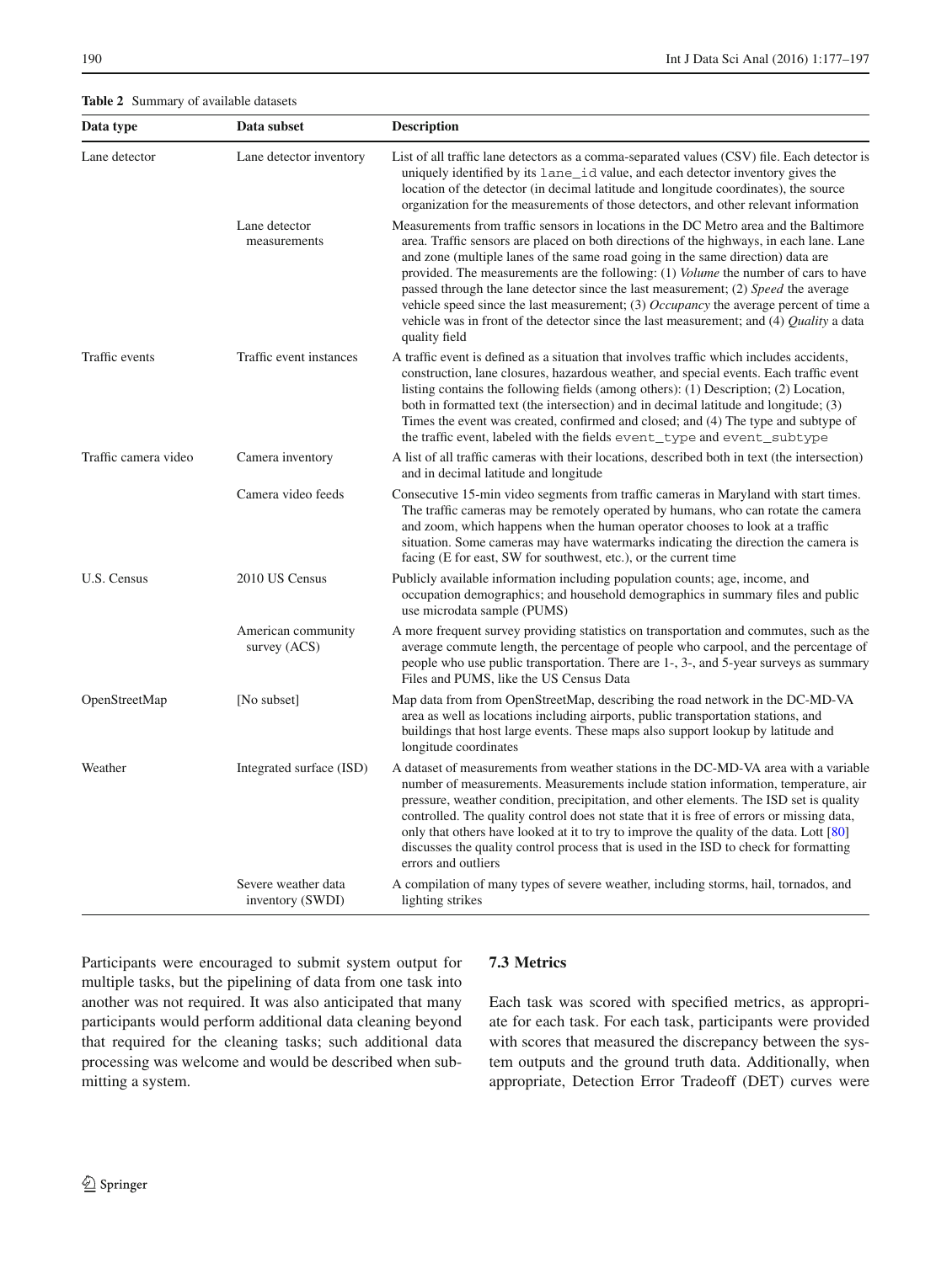**Table 2** Summary of available datasets

| Data type | Data subset | Description |
|---|---|---|
| Lane detector | Lane detector inventory | List of all traffic lane detectors as a comma-separated values (CSV) file. Each detector is uniquely identified by its `lane_id` value, and each detector inventory gives the location of the detector (in decimal latitude and longitude coordinates), the source organization for the measurements of those detectors, and other relevant information |
| | Lane detector measurements | Measurements from traffic sensors in locations in the DC Metro area and the Baltimore area. Traffic sensors are placed on both directions of the highways, in each lane. Lane and zone (multiple lanes of the same road going in the same direction) data are provided. The measurements are the following: (1) *Volume* the number of cars to have passed through the lane detector since the last measurement; (2) *Speed* the average vehicle speed since the last measurement; (3) *Occupancy* the average percent of time a vehicle was in front of the detector since the last measurement; and (4) *Quality* a data quality field |
| Traffic events | Traffic event instances | A traffic event is defined as a situation that involves traffic which includes accidents, construction, lane closures, hazardous weather, and special events. Each traffic event listing contains the following fields (among others): (1) Description; (2) Location, both in formatted text (the intersection) and in decimal latitude and longitude; (3) Times the event was created, confirmed and closed; and (4) The type and subtype of the traffic event, labeled with the fields `event_type` and `event_subtype` |
| Traffic camera video | Camera inventory | A list of all traffic cameras with their locations, described both in text (the intersection) and in decimal latitude and longitude |
| | Camera video feeds | Consecutive 15-min video segments from traffic cameras in Maryland with start times. The traffic cameras may be remotely operated by humans, who can rotate the camera and zoom, which happens when the human operator chooses to look at a traffic situation. Some cameras may have watermarks indicating the direction the camera is facing (E for east, SW for southwest, etc.), or the current time |
| U.S. Census | 2010 US Census | Publicly available information including population counts; age, income, and occupation demographics; and household demographics in summary files and public use microdata sample (PUMS) |
| | American community survey (ACS) | A more frequent survey providing statistics on transportation and commutes, such as the average commute length, the percentage of people who carpool, and the percentage of people who use public transportation. There are 1-, 3-, and 5-year surveys as summary Files and PUMS, like the US Census Data |
| OpenStreetMap | [No subset] | Map data from from OpenStreetMap, describing the road network in the DC-MD-VA area as well as locations including airports, public transportation stations, and buildings that host large events. These maps also support lookup by latitude and longitude coordinates |
| Weather | Integrated surface (ISD) | A dataset of measurements from weather stations in the DC-MD-VA area with a variable number of measurements. Measurements include station information, temperature, air pressure, weather condition, precipitation, and other elements. The ISD set is quality controlled. The quality control does not state that it is free of errors or missing data, only that others have looked at it to try to improve the quality of the data. Lott [80] discusses the quality control process that is used in the ISD to check for formatting errors and outliers |
| | Severe weather data inventory (SWDI) | A compilation of many types of severe weather, including storms, hail, tornados, and lighting strikes |

Participants were encouraged to submit system output for multiple tasks, but the pipelining of data from one task into another was not required. It was also anticipated that many participants would perform additional data cleaning beyond that required for the cleaning tasks; such additional data processing was welcome and would be described when submitting a system.

### 7.3 Metrics

Each task was scored with specified metrics, as appropriate for each task. For each task, participants were provided with scores that measured the discrepancy between the system outputs and the ground truth data. Additionally, when appropriate, Detection Error Tradeoff (DET) curves were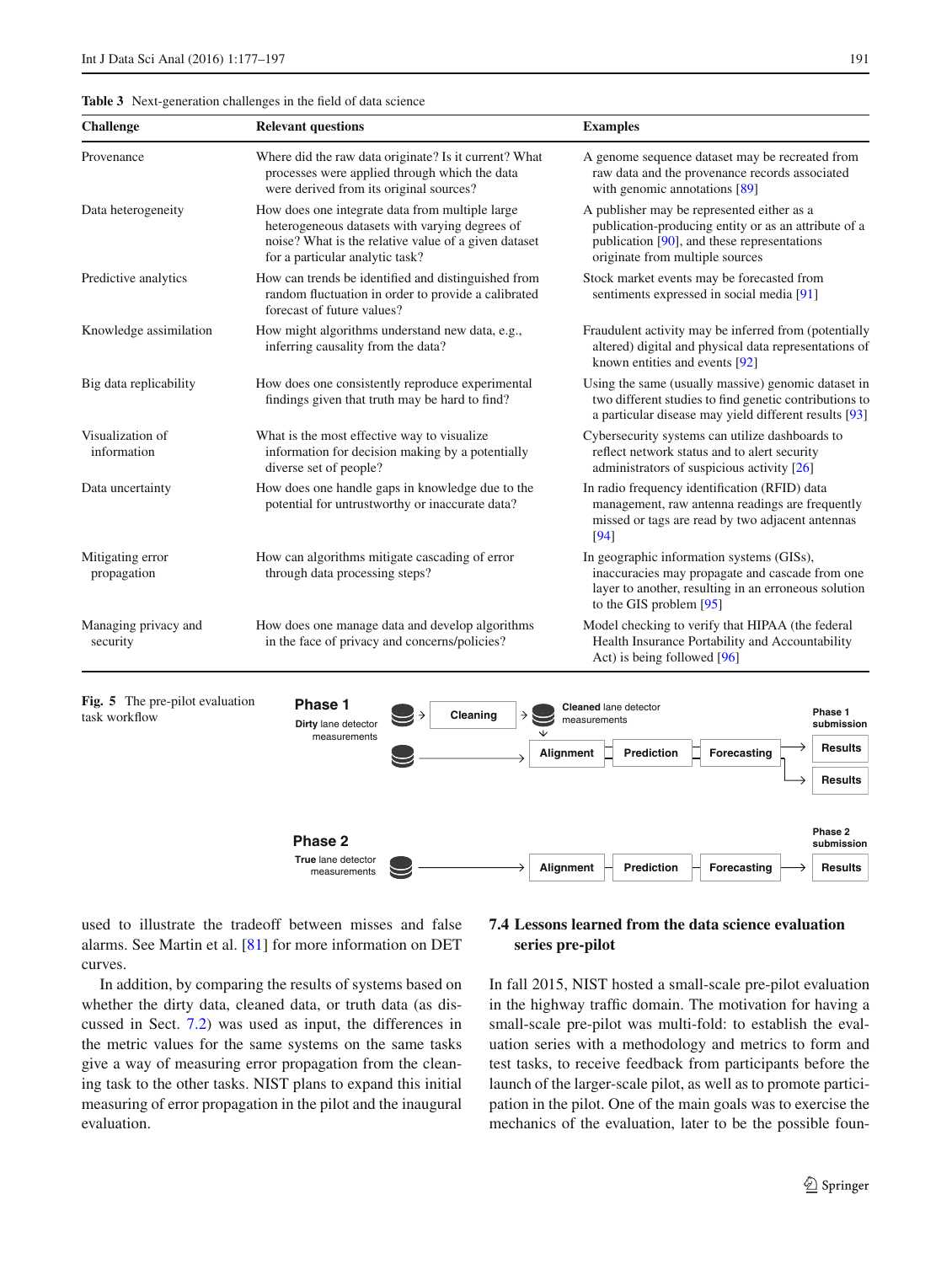**Table 3** Next-generation challenges in the field of data science

| Challenge | Relevant questions | Examples |
|---|---|---|
| Provenance | Where did the raw data originate? Is it current? What processes were applied through which the data were derived from its original sources? | A genome sequence dataset may be recreated from raw data and the provenance records associated with genomic annotations [89] |
| Data heterogeneity | How does one integrate data from multiple large heterogeneous datasets with varying degrees of noise? What is the relative value of a given dataset for a particular analytic task? | A publisher may be represented either as a publication-producing entity or as an attribute of a publication [90], and these representations originate from multiple sources |
| Predictive analytics | How can trends be identified and distinguished from random fluctuation in order to provide a calibrated forecast of future values? | Stock market events may be forecasted from sentiments expressed in social media [91] |
| Knowledge assimilation | How might algorithms understand new data, e.g., inferring causality from the data? | Fraudulent activity may be inferred from (potentially altered) digital and physical data representations of known entities and events [92] |
| Big data replicability | How does one consistently reproduce experimental findings given that truth may be hard to find? | Using the same (usually massive) genomic dataset in two different studies to find genetic contributions to a particular disease may yield different results [93] |
| Visualization of information | What is the most effective way to visualize information for decision making by a potentially diverse set of people? | Cybersecurity systems can utilize dashboards to reflect network status and to alert security administrators of suspicious activity [26] |
| Data uncertainty | How does one handle gaps in knowledge due to the potential for untrustworthy or inaccurate data? | In radio frequency identification (RFID) data management, raw antenna readings are frequently missed or tags are read by two adjacent antennas [94] |
| Mitigating error propagation | How can algorithms mitigate cascading of error through data processing steps? | In geographic information systems (GISs), inaccuracies may propagate and cascade from one layer to another, resulting in an erroneous solution to the GIS problem [95] |
| Managing privacy and security | How does one manage data and develop algorithms in the face of privacy and concerns/policies? | Model checking to verify that HIPAA (the federal Health Insurance Portability and Accountability Act) is being followed [96] |

**Phase 1**
**Dirty** lane detector measurements → Cleaning → **Cleaned** lane detector measurements
Alignment → Prediction → Forecasting → Results / Results (**Phase 1 submission**)

**Phase 2**
**True** lane detector measurements → Alignment → Prediction → Forecasting → Results (**Phase 2 submission**)

**Fig. 5** The pre-pilot evaluation task workflow

used to illustrate the tradeoff between misses and false alarms. See Martin et al. [81] for more information on DET curves.

In addition, by comparing the results of systems based on whether the dirty data, cleaned data, or truth data (as discussed in Sect. 7.2) was used as input, the differences in the metric values for the same systems on the same tasks give a way of measuring error propagation from the cleaning task to the other tasks. NIST plans to expand this initial measuring of error propagation in the pilot and the inaugural evaluation.

### 7.4 Lessons learned from the data science evaluation series pre-pilot

In fall 2015, NIST hosted a small-scale pre-pilot evaluation in the highway traffic domain. The motivation for having a small-scale pre-pilot was multi-fold: to establish the evaluation series with a methodology and metrics to form and test tasks, to receive feedback from participants before the launch of the larger-scale pilot, as well as to promote participation in the pilot. One of the main goals was to exercise the mechanics of the evaluation, later to be the possible foun-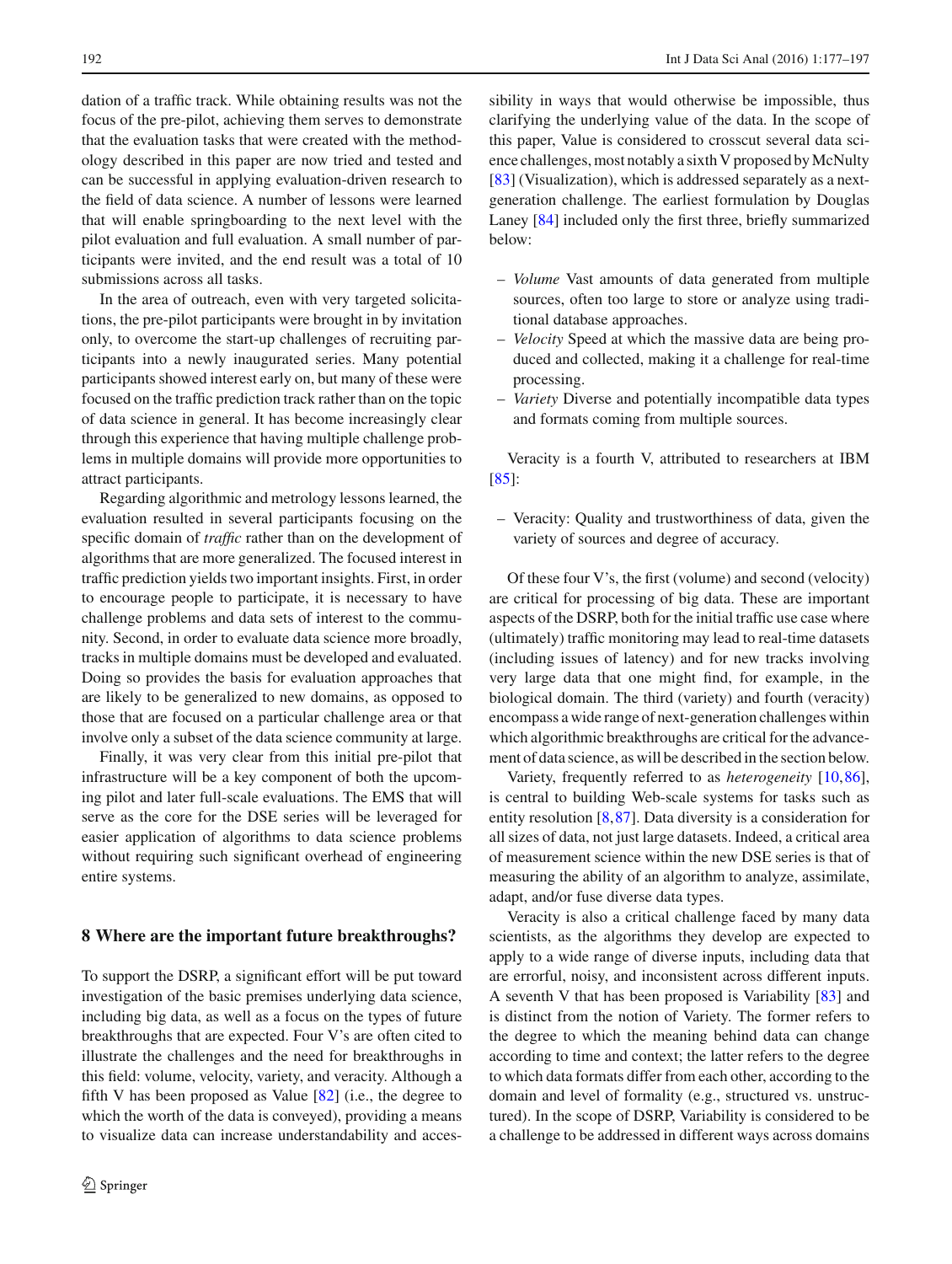dation of a traffic track. While obtaining results was not the focus of the pre-pilot, achieving them serves to demonstrate that the evaluation tasks that were created with the methodology described in this paper are now tried and tested and can be successful in applying evaluation-driven research to the field of data science. A number of lessons were learned that will enable springboarding to the next level with the pilot evaluation and full evaluation. A small number of participants were invited, and the end result was a total of 10 submissions across all tasks.

In the area of outreach, even with very targeted solicitations, the pre-pilot participants were brought in by invitation only, to overcome the start-up challenges of recruiting participants into a newly inaugurated series. Many potential participants showed interest early on, but many of these were focused on the traffic prediction track rather than on the topic of data science in general. It has become increasingly clear through this experience that having multiple challenge problems in multiple domains will provide more opportunities to attract participants.

Regarding algorithmic and metrology lessons learned, the evaluation resulted in several participants focusing on the specific domain of *traffic* rather than on the development of algorithms that are more generalized. The focused interest in traffic prediction yields two important insights. First, in order to encourage people to participate, it is necessary to have challenge problems and data sets of interest to the community. Second, in order to evaluate data science more broadly, tracks in multiple domains must be developed and evaluated. Doing so provides the basis for evaluation approaches that are likely to be generalized to new domains, as opposed to those that are focused on a particular challenge area or that involve only a subset of the data science community at large.

Finally, it was very clear from this initial pre-pilot that infrastructure will be a key component of both the upcoming pilot and later full-scale evaluations. The EMS that will serve as the core for the DSE series will be leveraged for easier application of algorithms to data science problems without requiring such significant overhead of engineering entire systems.

## 8 Where are the important future breakthroughs?

To support the DSRP, a significant effort will be put toward investigation of the basic premises underlying data science, including big data, as well as a focus on the types of future breakthroughs that are expected. Four V's are often cited to illustrate the challenges and the need for breakthroughs in this field: volume, velocity, variety, and veracity. Although a fifth V has been proposed as Value [82] (i.e., the degree to which the worth of the data is conveyed), providing a means to visualize data can increase understandability and accessibility in ways that would otherwise be impossible, thus clarifying the underlying value of the data. In the scope of this paper, Value is considered to crosscut several data science challenges, most notably a sixth V proposed by McNulty [83] (Visualization), which is addressed separately as a next-generation challenge. The earliest formulation by Douglas Laney [84] included only the first three, briefly summarized below:

- *Volume* Vast amounts of data generated from multiple sources, often too large to store or analyze using traditional database approaches.
- *Velocity* Speed at which the massive data are being produced and collected, making it a challenge for real-time processing.
- *Variety* Diverse and potentially incompatible data types and formats coming from multiple sources.

Veracity is a fourth V, attributed to researchers at IBM [85]:

- Veracity: Quality and trustworthiness of data, given the variety of sources and degree of accuracy.

Of these four V's, the first (volume) and second (velocity) are critical for processing of big data. These are important aspects of the DSRP, both for the initial traffic use case where (ultimately) traffic monitoring may lead to real-time datasets (including issues of latency) and for new tracks involving very large data that one might find, for example, in the biological domain. The third (variety) and fourth (veracity) encompass a wide range of next-generation challenges within which algorithmic breakthroughs are critical for the advancement of data science, as will be described in the section below.

Variety, frequently referred to as *heterogeneity* [10,86], is central to building Web-scale systems for tasks such as entity resolution [8,87]. Data diversity is a consideration for all sizes of data, not just large datasets. Indeed, a critical area of measurement science within the new DSE series is that of measuring the ability of an algorithm to analyze, assimilate, adapt, and/or fuse diverse data types.

Veracity is also a critical challenge faced by many data scientists, as the algorithms they develop are expected to apply to a wide range of diverse inputs, including data that are errorful, noisy, and inconsistent across different inputs. A seventh V that has been proposed is Variability [83] and is distinct from the notion of Variety. The former refers to the degree to which the meaning behind data can change according to time and context; the latter refers to the degree to which data formats differ from each other, according to the domain and level of formality (e.g., structured vs. unstructured). In the scope of DSRP, Variability is considered to be a challenge to be addressed in different ways across domains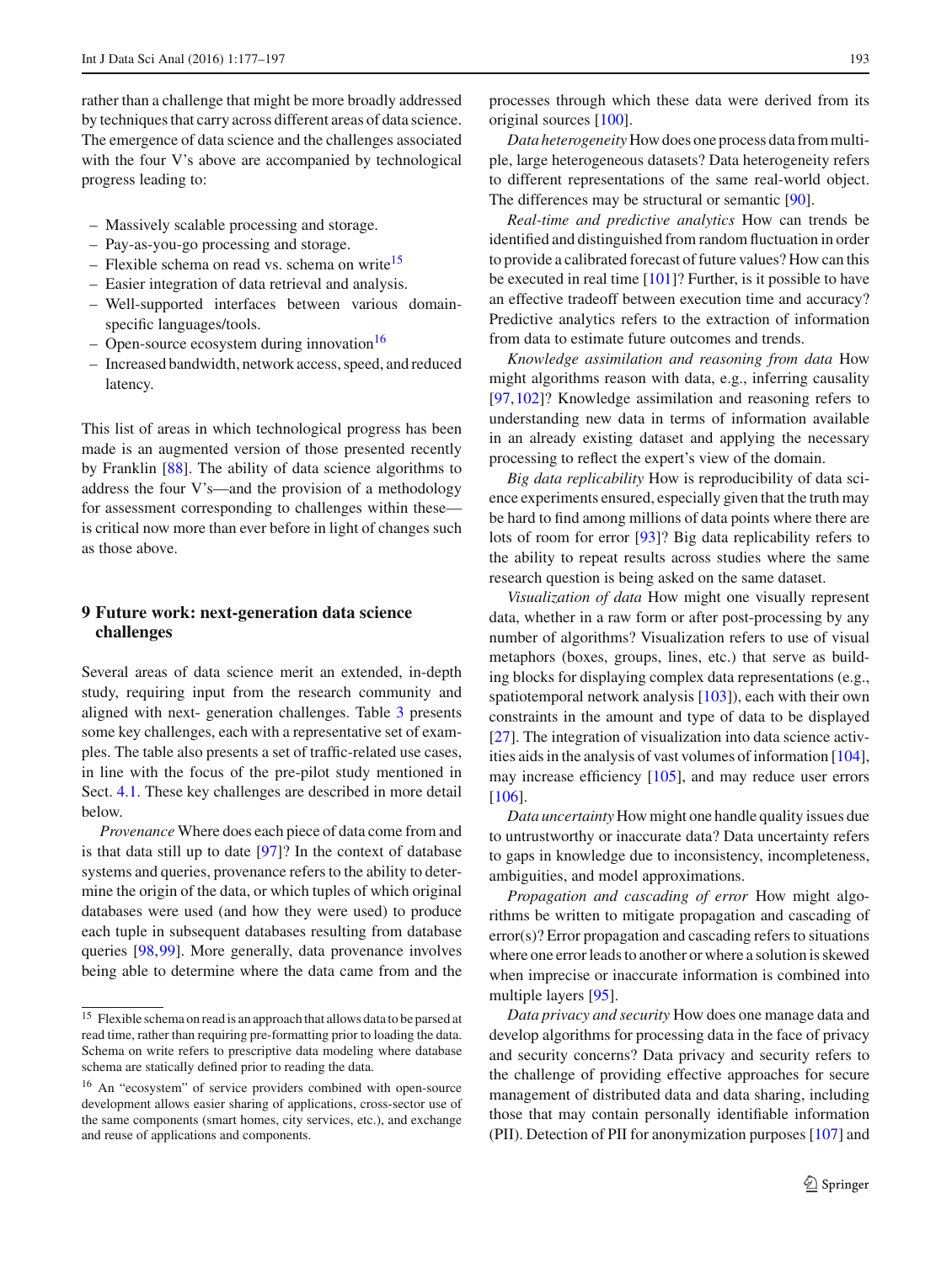rather than a challenge that might be more broadly addressed by techniques that carry across different areas of data science. The emergence of data science and the challenges associated with the four V's above are accompanied by technological progress leading to:

- Massively scalable processing and storage.
- Pay-as-you-go processing and storage.
- Flexible schema on read vs. schema on write[15]
- Easier integration of data retrieval and analysis.
- Well-supported interfaces between various domain-specific languages/tools.
- Open-source ecosystem during innovation[16]
- Increased bandwidth, network access, speed, and reduced latency.

This list of areas in which technological progress has been made is an augmented version of those presented recently by Franklin [88]. The ability of data science algorithms to address the four V's—and the provision of a methodology for assessment corresponding to challenges within these—is critical now more than ever before in light of changes such as those above.

## 9 Future work: next-generation data science challenges

Several areas of data science merit an extended, in-depth study, requiring input from the research community and aligned with next- generation challenges. Table 3 presents some key challenges, each with a representative set of examples. The table also presents a set of traffic-related use cases, in line with the focus of the pre-pilot study mentioned in Sect. 4.1. These key challenges are described in more detail below.

*Provenance* Where does each piece of data come from and is that data still up to date [97]? In the context of database systems and queries, provenance refers to the ability to determine the origin of the data, or which tuples of which original databases were used (and how they were used) to produce each tuple in subsequent databases resulting from database queries [98,99]. More generally, data provenance involves being able to determine where the data came from and the processes through which these data were derived from its original sources [100].

*Data heterogeneity* How does one process data from multiple, large heterogeneous datasets? Data heterogeneity refers to different representations of the same real-world object. The differences may be structural or semantic [90].

*Real-time and predictive analytics* How can trends be identified and distinguished from random fluctuation in order to provide a calibrated forecast of future values? How can this be executed in real time [101]? Further, is it possible to have an effective tradeoff between execution time and accuracy? Predictive analytics refers to the extraction of information from data to estimate future outcomes and trends.

*Knowledge assimilation and reasoning from data* How might algorithms reason with data, e.g., inferring causality [97,102]? Knowledge assimilation and reasoning refers to understanding new data in terms of information available in an already existing dataset and applying the necessary processing to reflect the expert's view of the domain.

*Big data replicability* How is reproducibility of data science experiments ensured, especially given that the truth may be hard to find among millions of data points where there are lots of room for error [93]? Big data replicability refers to the ability to repeat results across studies where the same research question is being asked on the same dataset.

*Visualization of data* How might one visually represent data, whether in a raw form or after post-processing by any number of algorithms? Visualization refers to use of visual metaphors (boxes, groups, lines, etc.) that serve as building blocks for displaying complex data representations (e.g., spatiotemporal network analysis [103]), each with their own constraints in the amount and type of data to be displayed [27]. The integration of visualization into data science activities aids in the analysis of vast volumes of information [104], may increase efficiency [105], and may reduce user errors [106].

*Data uncertainty* How might one handle quality issues due to untrustworthy or inaccurate data? Data uncertainty refers to gaps in knowledge due to inconsistency, incompleteness, ambiguities, and model approximations.

*Propagation and cascading of error* How might algorithms be written to mitigate propagation and cascading of error(s)? Error propagation and cascading refers to situations where one error leads to another or where a solution is skewed when imprecise or inaccurate information is combined into multiple layers [95].

*Data privacy and security* How does one manage data and develop algorithms for processing data in the face of privacy and security concerns? Data privacy and security refers to the challenge of providing effective approaches for secure management of distributed data and data sharing, including those that may contain personally identifiable information (PII). Detection of PII for anonymization purposes [107] and

[15] Flexible schema on read is an approach that allows data to be parsed at read time, rather than requiring pre-formatting prior to loading the data. Schema on write refers to prescriptive data modeling where database schema are statically defined prior to reading the data.

[16] An "ecosystem" of service providers combined with open-source development allows easier sharing of applications, cross-sector use of the same components (smart homes, city services, etc.), and exchange and reuse of applications and components.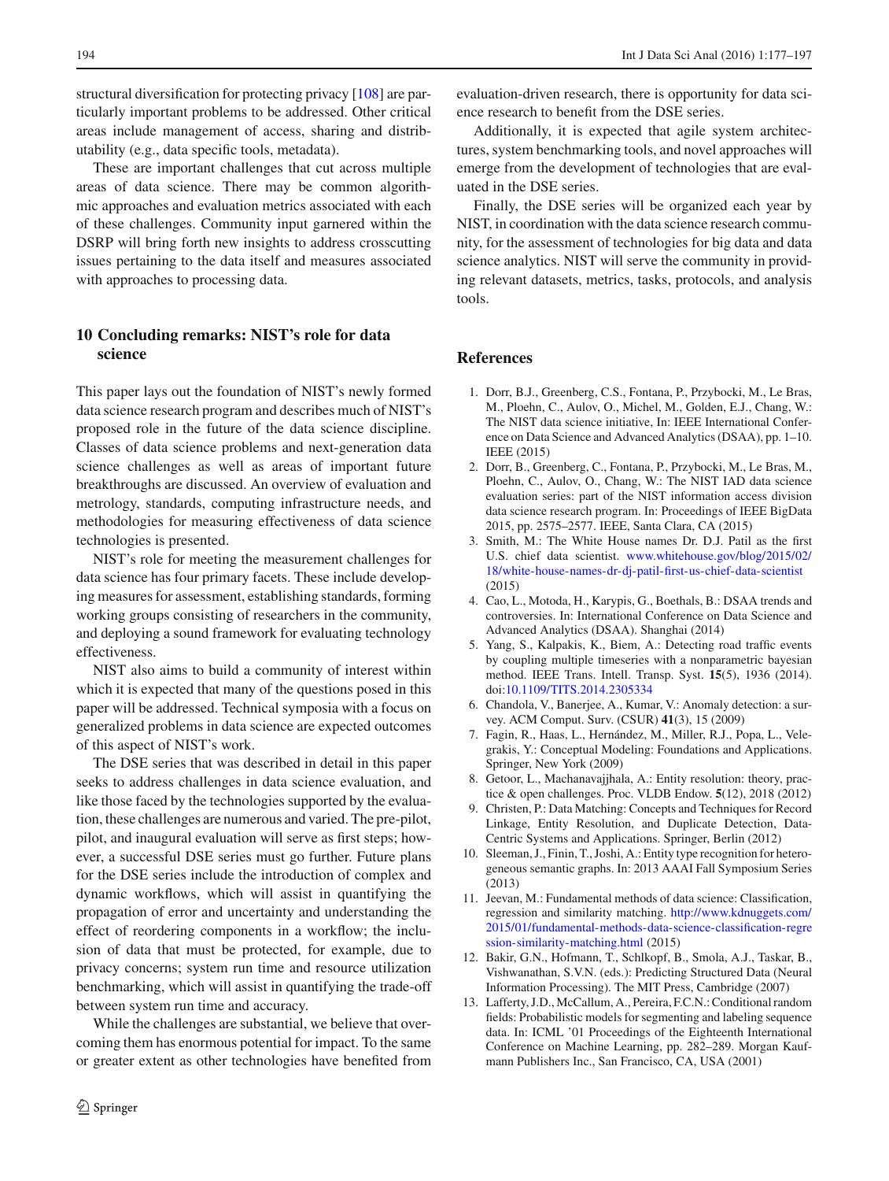structural diversification for protecting privacy [108] are particularly important problems to be addressed. Other critical areas include management of access, sharing and distributability (e.g., data specific tools, metadata).

These are important challenges that cut across multiple areas of data science. There may be common algorithmic approaches and evaluation metrics associated with each of these challenges. Community input garnered within the DSRP will bring forth new insights to address crosscutting issues pertaining to the data itself and measures associated with approaches to processing data.

## 10 Concluding remarks: NIST's role for data science

This paper lays out the foundation of NIST's newly formed data science research program and describes much of NIST's proposed role in the future of the data science discipline. Classes of data science problems and next-generation data science challenges as well as areas of important future breakthroughs are discussed. An overview of evaluation and metrology, standards, computing infrastructure needs, and methodologies for measuring effectiveness of data science technologies is presented.

NIST's role for meeting the measurement challenges for data science has four primary facets. These include developing measures for assessment, establishing standards, forming working groups consisting of researchers in the community, and deploying a sound framework for evaluating technology effectiveness.

NIST also aims to build a community of interest within which it is expected that many of the questions posed in this paper will be addressed. Technical symposia with a focus on generalized problems in data science are expected outcomes of this aspect of NIST's work.

The DSE series that was described in detail in this paper seeks to address challenges in data science evaluation, and like those faced by the technologies supported by the evaluation, these challenges are numerous and varied. The pre-pilot, pilot, and inaugural evaluation will serve as first steps; however, a successful DSE series must go further. Future plans for the DSE series include the introduction of complex and dynamic workflows, which will assist in quantifying the propagation of error and uncertainty and understanding the effect of reordering components in a workflow; the inclusion of data that must be protected, for example, due to privacy concerns; system run time and resource utilization benchmarking, which will assist in quantifying the trade-off between system run time and accuracy.

While the challenges are substantial, we believe that overcoming them has enormous potential for impact. To the same or greater extent as other technologies have benefited from evaluation-driven research, there is opportunity for data science research to benefit from the DSE series.

Additionally, it is expected that agile system architectures, system benchmarking tools, and novel approaches will emerge from the development of technologies that are evaluated in the DSE series.

Finally, the DSE series will be organized each year by NIST, in coordination with the data science research community, for the assessment of technologies for big data and data science analytics. NIST will serve the community in providing relevant datasets, metrics, tasks, protocols, and analysis tools.

## References

1. Dorr, B.J., Greenberg, C.S., Fontana, P., Przybocki, M., Le Bras, M., Ploehn, C., Aulov, O., Michel, M., Golden, E.J., Chang, W.: The NIST data science initiative, In: IEEE International Conference on Data Science and Advanced Analytics (DSAA), pp. 1–10. IEEE (2015)
2. Dorr, B., Greenberg, C., Fontana, P., Przybocki, M., Le Bras, M., Ploehn, C., Aulov, O., Chang, W.: The NIST IAD data science evaluation series: part of the NIST information access division data science research program. In: Proceedings of IEEE BigData 2015, pp. 2575–2577. IEEE, Santa Clara, CA (2015)
3. Smith, M.: The White House names Dr. D.J. Patil as the first U.S. chief data scientist. www.whitehouse.gov/blog/2015/02/18/white-house-names-dr-dj-patil-first-us-chief-data-scientist (2015)
4. Cao, L., Motoda, H., Karypis, G., Boethals, B.: DSAA trends and controversies. In: International Conference on Data Science and Advanced Analytics (DSAA). Shanghai (2014)
5. Yang, S., Kalpakis, K., Biem, A.: Detecting road traffic events by coupling multiple timeseries with a nonparametric bayesian method. IEEE Trans. Intell. Transp. Syst. **15**(5), 1936 (2014). doi:10.1109/TITS.2014.2305334
6. Chandola, V., Banerjee, A., Kumar, V.: Anomaly detection: a survey. ACM Comput. Surv. (CSUR) **41**(3), 15 (2009)
7. Fagin, R., Haas, L., Hernández, M., Miller, R.J., Popa, L., Velegrakis, Y.: Conceptual Modeling: Foundations and Applications. Springer, New York (2009)
8. Getoor, L., Machanavajjhala, A.: Entity resolution: theory, practice & open challenges. Proc. VLDB Endow. **5**(12), 2018 (2012)
9. Christen, P.: Data Matching: Concepts and Techniques for Record Linkage, Entity Resolution, and Duplicate Detection, Data-Centric Systems and Applications. Springer, Berlin (2012)
10. Sleeman, J., Finin, T., Joshi, A.: Entity type recognition for heterogeneous semantic graphs. In: 2013 AAAI Fall Symposium Series (2013)
11. Jeevan, M.: Fundamental methods of data science: Classification, regression and similarity matching. http://www.kdnuggets.com/2015/01/fundamental-methods-data-science-classification-regression-similarity-matching.html (2015)
12. Bakir, G.N., Hofmann, T., Schlkopf, B., Smola, A.J., Taskar, B., Vishwanathan, S.V.N. (eds.): Predicting Structured Data (Neural Information Processing). The MIT Press, Cambridge (2007)
13. Lafferty, J.D., McCallum, A., Pereira, F.C.N.: Conditional random fields: Probabilistic models for segmenting and labeling sequence data. In: ICML '01 Proceedings of the Eighteenth International Conference on Machine Learning, pp. 282–289. Morgan Kaufmann Publishers Inc., San Francisco, CA, USA (2001)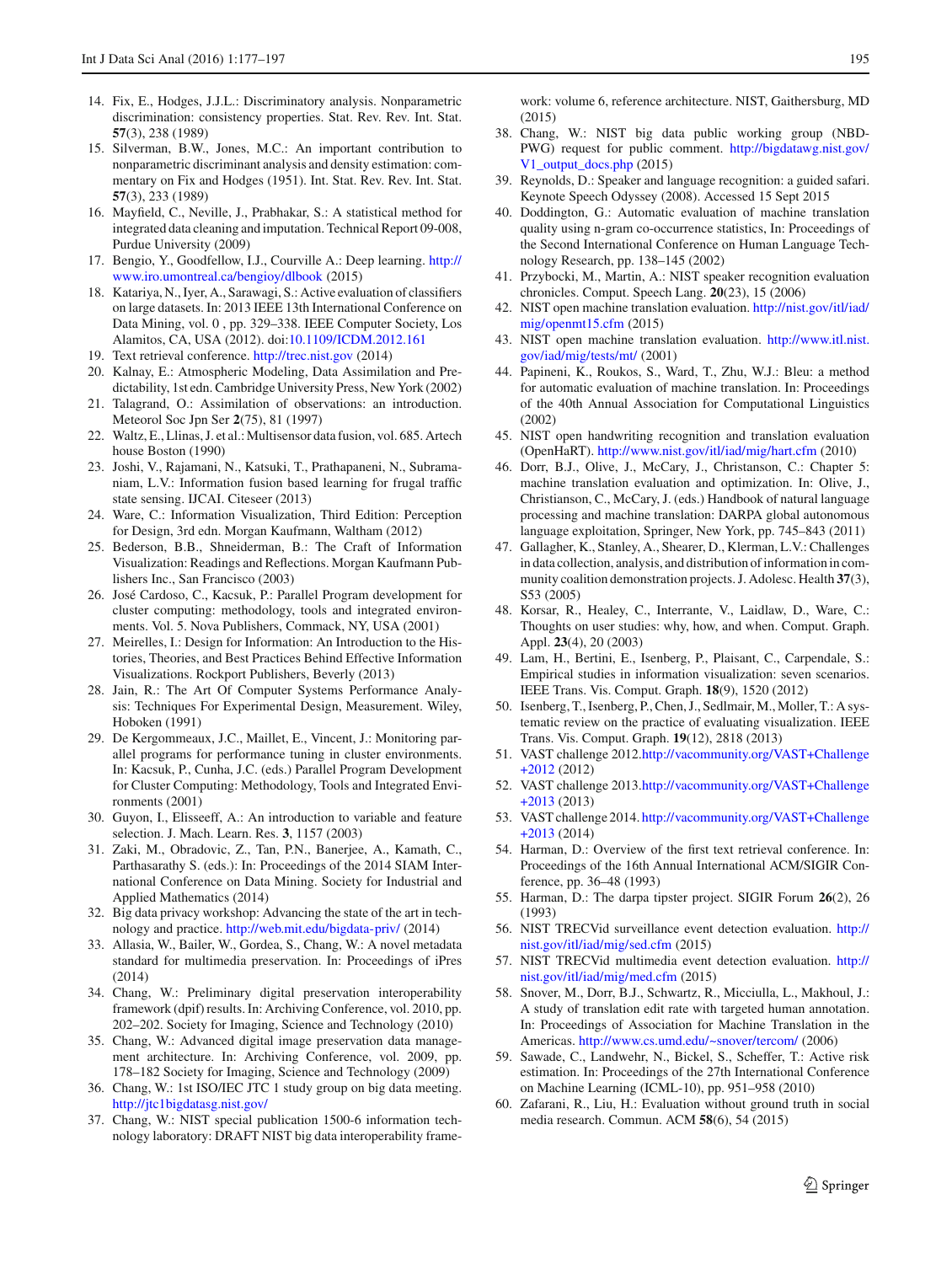14. Fix, E., Hodges, J.J.L.: Discriminatory analysis. Nonparametric discrimination: consistency properties. Stat. Rev. Rev. Int. Stat. **57**(3), 238 (1989)
15. Silverman, B.W., Jones, M.C.: An important contribution to nonparametric discriminant analysis and density estimation: commentary on Fix and Hodges (1951). Int. Stat. Rev. Rev. Int. Stat. **57**(3), 233 (1989)
16. Mayfield, C., Neville, J., Prabhakar, S.: A statistical method for integrated data cleaning and imputation. Technical Report 09-008, Purdue University (2009)
17. Bengio, Y., Goodfellow, I.J., Courville A.: Deep learning. http://www.iro.umontreal.ca/bengioy/dlbook (2015)
18. Katariya, N., Iyer, A., Sarawagi, S.: Active evaluation of classifiers on large datasets. In: 2013 IEEE 13th International Conference on Data Mining, vol. 0 , pp. 329–338. IEEE Computer Society, Los Alamitos, CA, USA (2012). doi:10.1109/ICDM.2012.161
19. Text retrieval conference. http://trec.nist.gov (2014)
20. Kalnay, E.: Atmospheric Modeling, Data Assimilation and Predictability, 1st edn. Cambridge University Press, New York (2002)
21. Talagrand, O.: Assimilation of observations: an introduction. Meteorol Soc Jpn Ser **2**(75), 81 (1997)
22. Waltz, E., Llinas, J. et al.: Multisensor data fusion, vol. 685. Artech house Boston (1990)
23. Joshi, V., Rajamani, N., Katsuki, T., Prathapaneni, N., Subramaniam, L.V.: Information fusion based learning for frugal traffic state sensing. IJCAI. Citeseer (2013)
24. Ware, C.: Information Visualization, Third Edition: Perception for Design, 3rd edn. Morgan Kaufmann, Waltham (2012)
25. Bederson, B.B., Shneiderman, B.: The Craft of Information Visualization: Readings and Reflections. Morgan Kaufmann Publishers Inc., San Francisco (2003)
26. José Cardoso, C., Kacsuk, P.: Parallel Program development for cluster computing: methodology, tools and integrated environments. Vol. 5. Nova Publishers, Commack, NY, USA (2001)
27. Meirelles, I.: Design for Information: An Introduction to the Histories, Theories, and Best Practices Behind Effective Information Visualizations. Rockport Publishers, Beverly (2013)
28. Jain, R.: The Art Of Computer Systems Performance Analysis: Techniques For Experimental Design, Measurement. Wiley, Hoboken (1991)
29. De Kergommeaux, J.C., Maillet, E., Vincent, J.: Monitoring parallel programs for performance tuning in cluster environments. In: Kacsuk, P., Cunha, J.C. (eds.) Parallel Program Development for Cluster Computing: Methodology, Tools and Integrated Environments (2001)
30. Guyon, I., Elisseeff, A.: An introduction to variable and feature selection. J. Mach. Learn. Res. **3**, 1157 (2003)
31. Zaki, M., Obradovic, Z., Tan, P.N., Banerjee, A., Kamath, C., Parthasarathy S. (eds.): In: Proceedings of the 2014 SIAM International Conference on Data Mining. Society for Industrial and Applied Mathematics (2014)
32. Big data privacy workshop: Advancing the state of the art in technology and practice. http://web.mit.edu/bigdata-priv/ (2014)
33. Allasia, W., Bailer, W., Gordea, S., Chang, W.: A novel metadata standard for multimedia preservation. In: Proceedings of iPres (2014)
34. Chang, W.: Preliminary digital preservation interoperability framework (dpif) results. In: Archiving Conference, vol. 2010, pp. 202–202. Society for Imaging, Science and Technology (2010)
35. Chang, W.: Advanced digital image preservation data management architecture. In: Archiving Conference, vol. 2009, pp. 178–182 Society for Imaging, Science and Technology (2009)
36. Chang, W.: 1st ISO/IEC JTC 1 study group on big data meeting. http://jtc1bigdatasg.nist.gov/
37. Chang, W.: NIST special publication 1500-6 information technology laboratory: DRAFT NIST big data interoperability framework: volume 6, reference architecture. NIST, Gaithersburg, MD (2015)
38. Chang, W.: NIST big data public working group (NBD-PWG) request for public comment. http://bigdatawg.nist.gov/V1_output_docs.php (2015)
39. Reynolds, D.: Speaker and language recognition: a guided safari. Keynote Speech Odyssey (2008). Accessed 15 Sept 2015
40. Doddington, G.: Automatic evaluation of machine translation quality using n-gram co-occurrence statistics, In: Proceedings of the Second International Conference on Human Language Technology Research, pp. 138–145 (2002)
41. Przybocki, M., Martin, A.: NIST speaker recognition evaluation chronicles. Comput. Speech Lang. **20**(23), 15 (2006)
42. NIST open machine translation evaluation. http://nist.gov/itl/iad/mig/openmt15.cfm (2015)
43. NIST open machine translation evaluation. http://www.itl.nist.gov/iad/mig/tests/mt/ (2001)
44. Papineni, K., Roukos, S., Ward, T., Zhu, W.J.: Bleu: a method for automatic evaluation of machine translation. In: Proceedings of the 40th Annual Association for Computational Linguistics (2002)
45. NIST open handwriting recognition and translation evaluation (OpenHaRT). http://www.nist.gov/itl/iad/mig/hart.cfm (2010)
46. Dorr, B.J., Olive, J., McCary, J., Christanson, C.: Chapter 5: machine translation evaluation and optimization. In: Olive, J., Christianson, C., McCary, J. (eds.) Handbook of natural language processing and machine translation: DARPA global autonomous language exploitation, Springer, New York, pp. 745–843 (2011)
47. Gallagher, K., Stanley, A., Shearer, D., Klerman, L.V.: Challenges in data collection, analysis, and distribution of information in community coalition demonstration projects. J. Adolesc. Health **37**(3), S53 (2005)
48. Korsar, R., Healey, C., Interrante, V., Laidlaw, D., Ware, C.: Thoughts on user studies: why, how, and when. Comput. Graph. Appl. **23**(4), 20 (2003)
49. Lam, H., Bertini, E., Isenberg, P., Plaisant, C., Carpendale, S.: Empirical studies in information visualization: seven scenarios. IEEE Trans. Vis. Comput. Graph. **18**(9), 1520 (2012)
50. Isenberg, T., Isenberg, P., Chen, J., Sedlmair, M., Moller, T.: A systematic review on the practice of evaluating visualization. IEEE Trans. Vis. Comput. Graph. **19**(12), 2818 (2013)
51. VAST challenge 2012.http://vacommunity.org/VAST+Challenge+2012 (2012)
52. VAST challenge 2013.http://vacommunity.org/VAST+Challenge+2013 (2013)
53. VAST challenge 2014. http://vacommunity.org/VAST+Challenge+2013 (2014)
54. Harman, D.: Overview of the first text retrieval conference. In: Proceedings of the 16th Annual International ACM/SIGIR Conference, pp. 36–48 (1993)
55. Harman, D.: The darpa tipster project. SIGIR Forum **26**(2), 26 (1993)
56. NIST TRECVid surveillance event detection evaluation. http://nist.gov/itl/iad/mig/sed.cfm (2015)
57. NIST TRECVid multimedia event detection evaluation. http://nist.gov/itl/iad/mig/med.cfm (2015)
58. Snover, M., Dorr, B.J., Schwartz, R., Micciulla, L., Makhoul, J.: A study of translation edit rate with targeted human annotation. In: Proceedings of Association for Machine Translation in the Americas. http://www.cs.umd.edu/~snover/tercom/ (2006)
59. Sawade, C., Landwehr, N., Bickel, S., Scheffer, T.: Active risk estimation. In: Proceedings of the 27th International Conference on Machine Learning (ICML-10), pp. 951–958 (2010)
60. Zafarani, R., Liu, H.: Evaluation without ground truth in social media research. Commun. ACM **58**(6), 54 (2015)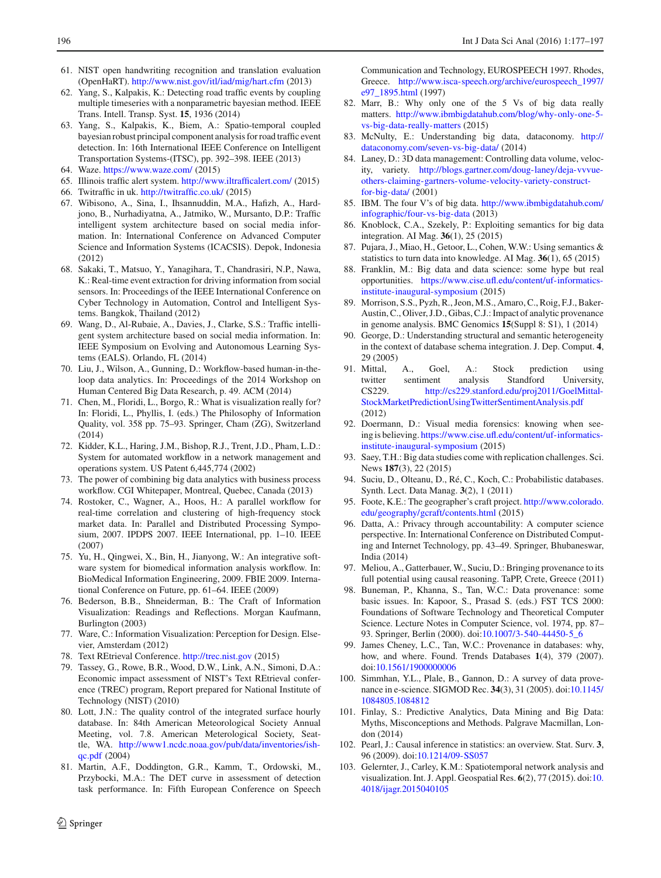61. NIST open handwriting recognition and translation evaluation (OpenHaRT). http://www.nist.gov/itl/iad/mig/hart.cfm (2013)
62. Yang, S., Kalpakis, K.: Detecting road traffic events by coupling multiple timeseries with a nonparametric bayesian method. IEEE Trans. Intell. Transp. Syst. **15**, 1936 (2014)
63. Yang, S., Kalpakis, K., Biem, A.: Spatio-temporal coupled bayesian robust principal component analysis for road traffic event detection. In: 16th International IEEE Conference on Intelligent Transportation Systems-(ITSC), pp. 392–398. IEEE (2013)
64. Waze. https://www.waze.com/ (2015)
65. Illinois traffic alert system. http://www.iltrafficalert.com/ (2015)
66. Twitraffic in uk. http://twitraffic.co.uk/ (2015)
67. Wibisono, A., Sina, I., Ihsannuddin, M.A., Hafizh, A., Hardjono, B., Nurhadiyatna, A., Jatmiko, W., Mursanto, D.P.: Traffic intelligent system architecture based on social media information. In: International Conference on Advanced Computer Science and Information Systems (ICACSIS). Depok, Indonesia (2012)
68. Sakaki, T., Matsuo, Y., Yanagihara, T., Chandrasiri, N.P., Nawa, K.: Real-time event extraction for driving information from social sensors. In: Proceedings of the IEEE International Conference on Cyber Technology in Automation, Control and Intelligent Systems. Bangkok, Thailand (2012)
69. Wang, D., Al-Rubaie, A., Davies, J., Clarke, S.S.: Traffic intelligent system architecture based on social media information. In: IEEE Symposium on Evolving and Autonomous Learning Systems (EALS). Orlando, FL (2014)
70. Liu, J., Wilson, A., Gunning, D.: Workflow-based human-in-the-loop data analytics. In: Proceedings of the 2014 Workshop on Human Centered Big Data Research, p. 49. ACM (2014)
71. Chen, M., Floridi, L., Borgo, R.: What is visualization really for? In: Floridi, L., Phyllis, I. (eds.) The Philosophy of Information Quality, vol. 358 pp. 75–93. Springer, Cham (ZG), Switzerland (2014)
72. Kidder, K.L., Haring, J.M., Bishop, R.J., Trent, J.D., Pham, L.D.: System for automated workflow in a network management and operations system. US Patent 6,445,774 (2002)
73. The power of combining big data analytics with business process workflow. CGI Whitepaper, Montreal, Quebec, Canada (2013)
74. Rostoker, C., Wagner, A., Hoos, H.: A parallel workflow for real-time correlation and clustering of high-frequency stock market data. In: Parallel and Distributed Processing Symposium, 2007. IPDPS 2007. IEEE International, pp. 1–10. IEEE (2007)
75. Yu, H., Qingwei, X., Bin, H., Jianyong, W.: An integrative software system for biomedical information analysis workflow. In: BioMedical Information Engineering, 2009. FBIE 2009. International Conference on Future, pp. 61–64. IEEE (2009)
76. Bederson, B.B., Shneiderman, B.: The Craft of Information Visualization: Readings and Reflections. Morgan Kaufmann, Burlington (2003)
77. Ware, C.: Information Visualization: Perception for Design. Elsevier, Amsterdam (2012)
78. Text REtrieval Conference. http://trec.nist.gov (2015)
79. Tassey, G., Rowe, B.R., Wood, D.W., Link, A.N., Simoni, D.A.: Economic impact assessment of NIST's Text REtrieval conference (TREC) program, Report prepared for National Institute of Technology (NIST) (2010)
80. Lott, J.N.: The quality control of the integrated surface hourly database. In: 84th American Meteorological Society Annual Meeting, vol. 7.8. American Meterological Society, Seattle, WA. http://www1.ncdc.noaa.gov/pub/data/inventories/ish-qc.pdf (2004)
81. Martin, A.F., Doddington, G.R., Kamm, T., Ordowski, M., Przybocki, M.A.: The DET curve in assessment of detection task performance. In: Fifth European Conference on Speech Communication and Technology, EUROSPEECH 1997. Rhodes, Greece. http://www.isca-speech.org/archive/eurospeech_1997/e97_1895.html (1997)
82. Marr, B.: Why only one of the 5 Vs of big data really matters. http://www.ibmbigdatahub.com/blog/why-only-one-5-vs-big-data-really-matters (2015)
83. McNulty, E.: Understanding big data, dataconomy. http://dataconomy.com/seven-vs-big-data/ (2014)
84. Laney, D.: 3D data management: Controlling data volume, velocity, variety. http://blogs.gartner.com/doug-laney/deja-vvvue-others-claiming-gartners-volume-velocity-variety-construct-for-big-data/ (2001)
85. IBM. The four V's of big data. http://www.ibmbigdatahub.com/infographic/four-vs-big-data (2013)
86. Knoblock, C.A., Szekely, P.: Exploiting semantics for big data integration. AI Mag. **36**(1), 25 (2015)
87. Pujara, J., Miao, H., Getoor, L., Cohen, W.W.: Using semantics & statistics to turn data into knowledge. AI Mag. **36**(1), 65 (2015)
88. Franklin, M.: Big data and data science: some hype but real opportunities. https://www.cise.ufl.edu/content/uf-informatics-institute-inaugural-symposium (2015)
89. Morrison, S.S., Pyzh, R., Jeon, M.S., Amaro, C., Roig, F.J., Baker-Austin, C., Oliver, J.D., Gibas, C.J.: Impact of analytic provenance in genome analysis. BMC Genomics **15**(Suppl 8: S1), 1 (2014)
90. George, D.: Understanding structural and semantic heterogeneity in the context of database schema integration. J. Dep. Comput. **4**, 29 (2005)
91. Mittal, A., Goel, A.: Stock prediction using twitter sentiment analysis Standford University, CS229. http://cs229.stanford.edu/proj2011/GoelMittal-StockMarketPredictionUsingTwitterSentimentAnalysis.pdf (2012)
92. Doermann, D.: Visual media forensics: knowing when seeing is believing. https://www.cise.ufl.edu/content/uf-informatics-institute-inaugural-symposium (2015)
93. Saey, T.H.: Big data studies come with replication challenges. Sci. News **187**(3), 22 (2015)
94. Suciu, D., Olteanu, D., Ré, C., Koch, C.: Probabilistic databases. Synth. Lect. Data Manag. **3**(2), 1 (2011)
95. Foote, K.E.: The geographer's craft project. http://www.colorado.edu/geography/gcraft/contents.html (2015)
96. Datta, A.: Privacy through accountability: A computer science perspective. In: International Conference on Distributed Computing and Internet Technology, pp. 43–49. Springer, Bhubaneswar, India (2014)
97. Meliou, A., Gatterbauer, W., Suciu, D.: Bringing provenance to its full potential using causal reasoning. TaPP, Crete, Greece (2011)
98. Buneman, P., Khanna, S., Tan, W.C.: Data provenance: some basic issues. In: Kapoor, S., Prasad S. (eds.) FST TCS 2000: Foundations of Software Technology and Theoretical Computer Science. Lecture Notes in Computer Science, vol. 1974, pp. 87–93. Springer, Berlin (2000). doi:10.1007/3-540-44450-5_6
99. James Cheney, L.C., Tan, W.C.: Provenance in databases: why, how, and where. Found. Trends Databases **1**(4), 379 (2007). doi:10.1561/1900000006
100. Simmhan, Y.L., Plale, B., Gannon, D.: A survey of data provenance in e-science. SIGMOD Rec. **34**(3), 31 (2005). doi:10.1145/1084805.1084812
101. Finlay, S.: Predictive Analytics, Data Mining and Big Data: Myths, Misconceptions and Methods. Palgrave Macmillan, London (2014)
102. Pearl, J.: Causal inference in statistics: an overview. Stat. Surv. **3**, 96 (2009). doi:10.1214/09-SS057
103. Gelernter, J., Carley, K.M.: Spatiotemporal network analysis and visualization. Int. J. Appl. Geospatial Res. **6**(2), 77 (2015). doi:10.4018/ijagr.2015040105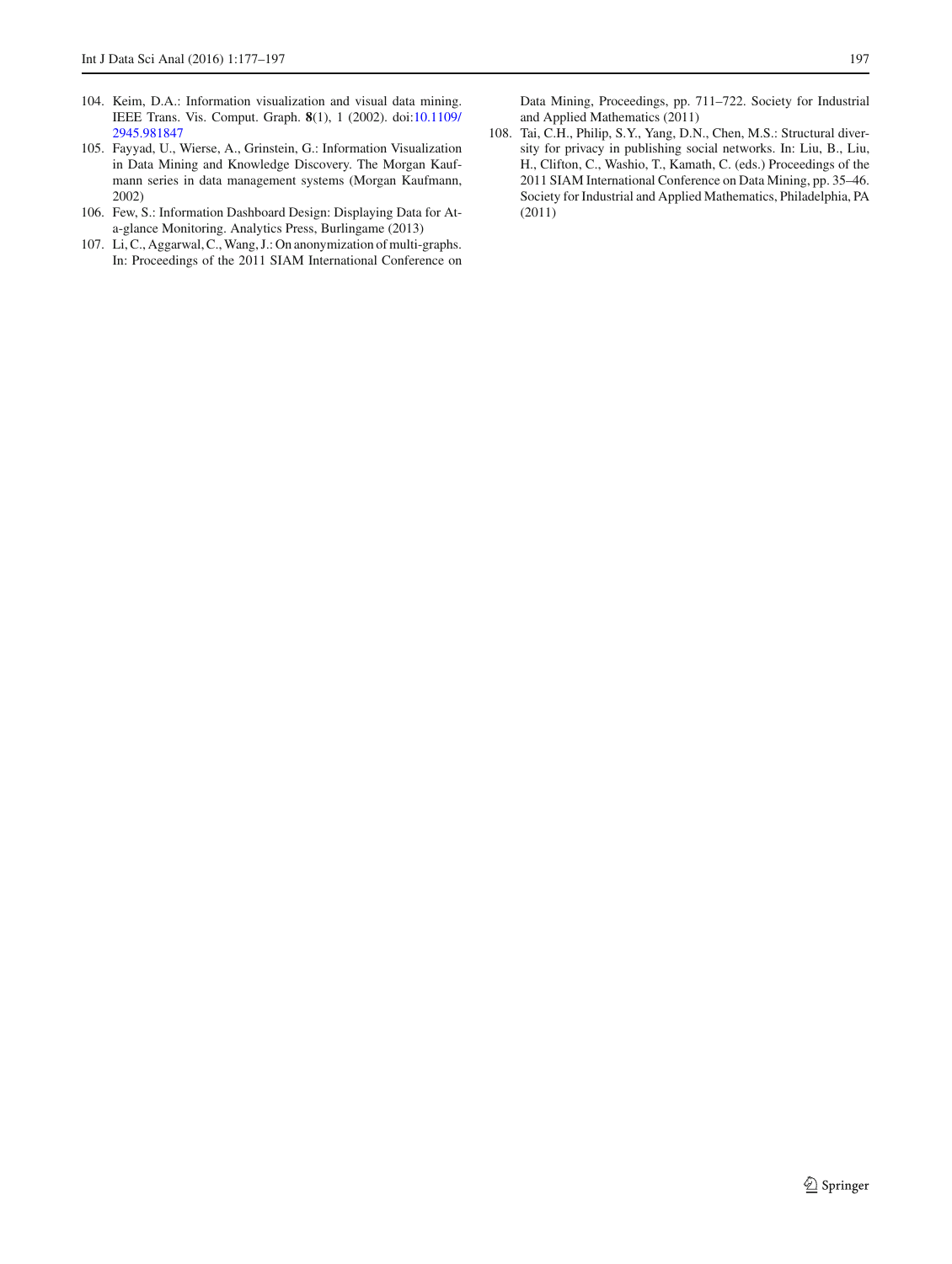104. Keim, D.A.: Information visualization and visual data mining. IEEE Trans. Vis. Comput. Graph. **8**(1), 1 (2002). doi:10.1109/2945.981847
105. Fayyad, U., Wierse, A., Grinstein, G.: Information Visualization in Data Mining and Knowledge Discovery. The Morgan Kaufmann series in data management systems (Morgan Kaufmann, 2002)
106. Few, S.: Information Dashboard Design: Displaying Data for At-a-glance Monitoring. Analytics Press, Burlingame (2013)
107. Li, C., Aggarwal, C., Wang, J.: On anonymization of multi-graphs. In: Proceedings of the 2011 SIAM International Conference on Data Mining, Proceedings, pp. 711–722. Society for Industrial and Applied Mathematics (2011)
108. Tai, C.H., Philip, S.Y., Yang, D.N., Chen, M.S.: Structural diversity for privacy in publishing social networks. In: Liu, B., Liu, H., Clifton, C., Washio, T., Kamath, C. (eds.) Proceedings of the 2011 SIAM International Conference on Data Mining, pp. 35–46. Society for Industrial and Applied Mathematics, Philadelphia, PA (2011)